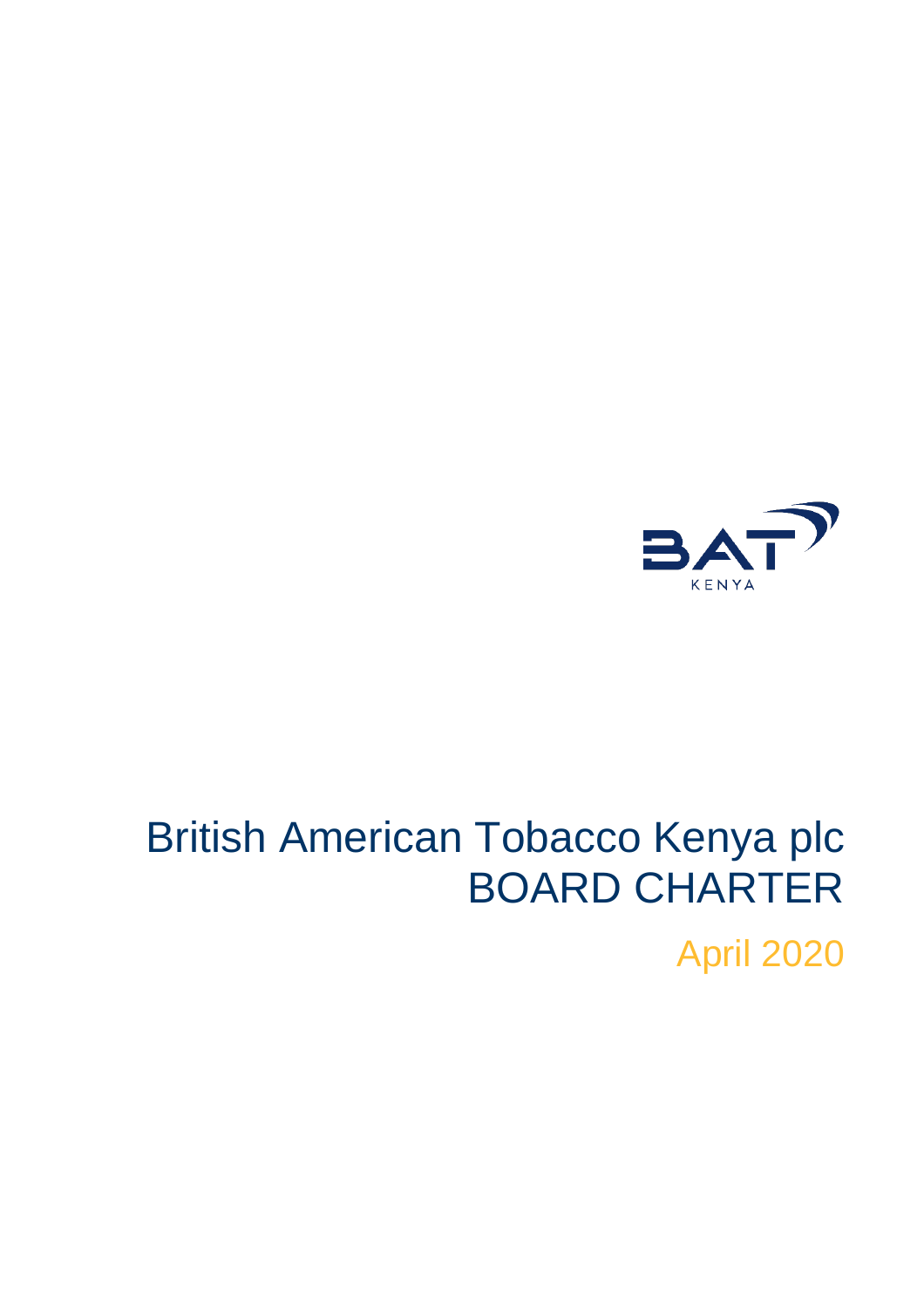BAT
KENYA

# British American Tobacco Kenya plc
# BOARD CHARTER

April 2020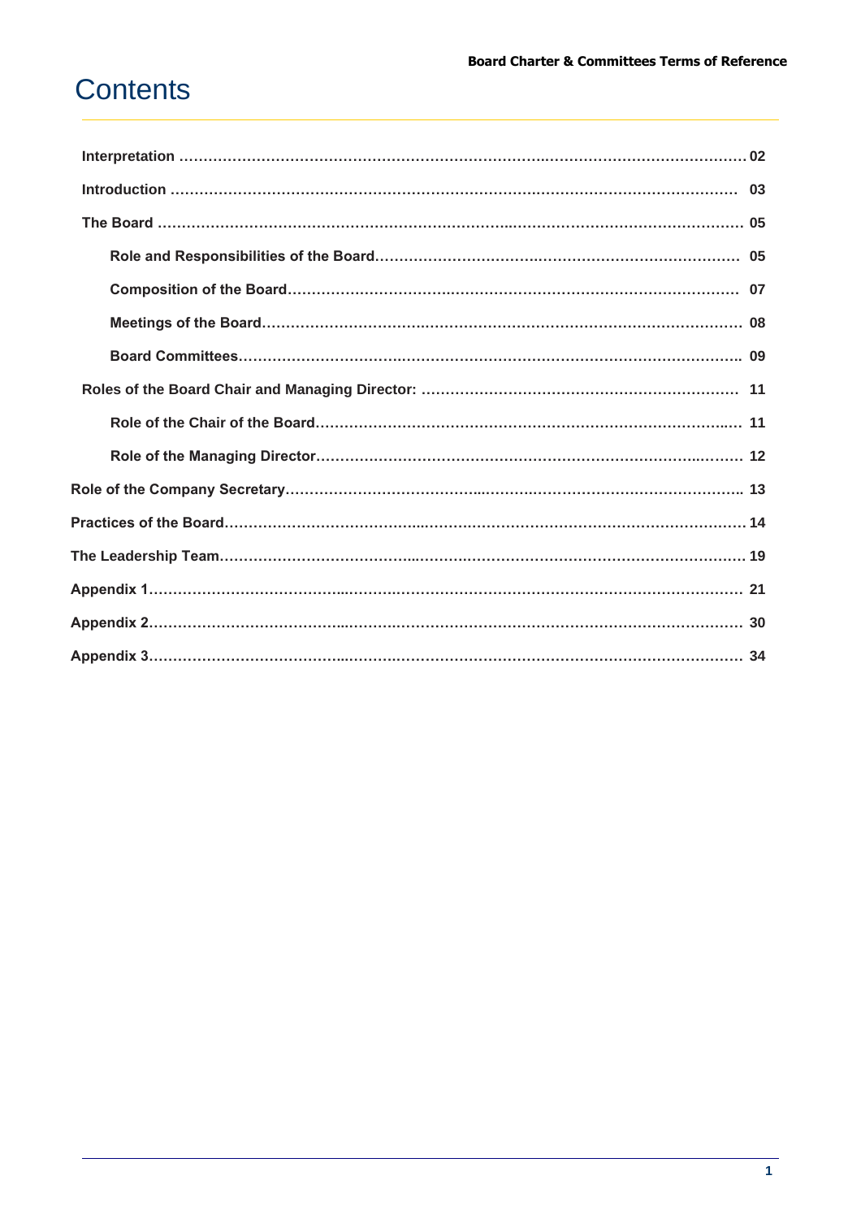# Contents

**Interpretation** ........................................................................................................ 02

**Introduction** ........................................................................................................ 03

**The Board** ........................................................................................................ 05

**Role and Responsibilities of the Board** ........................................................................ 05

**Composition of the Board** ........................................................................................ 07

**Meetings of the Board** ........................................................................................ 08

**Board Committees** ........................................................................................ 09

**Roles of the Board Chair and Managing Director:** ............................................................ 11

**Role of the Chair of the Board** ........................................................................................ 11

**Role of the Managing Director** ........................................................................................ 12

**Role of the Company Secretary** ........................................................................................ 13

**Practices of the Board** ........................................................................................ 14

**The Leadership Team** ........................................................................................ 19

**Appendix 1** ........................................................................................................ 21

**Appendix 2** ........................................................................................................ 30

**Appendix 3** ........................................................................................................ 34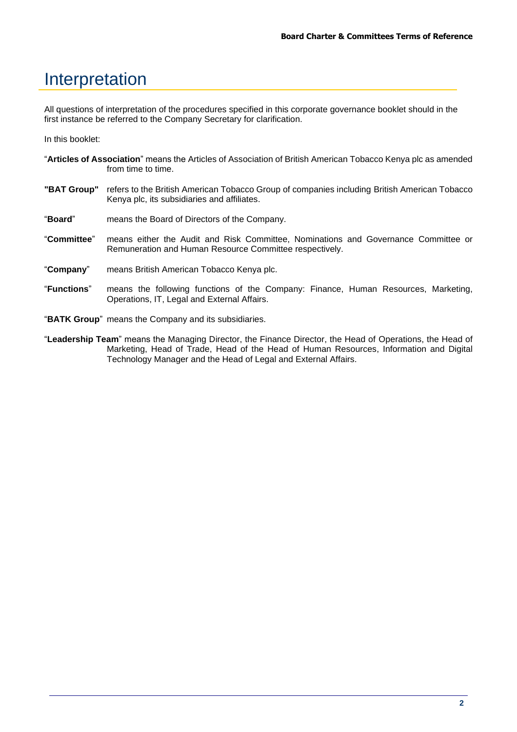# Interpretation

All questions of interpretation of the procedures specified in this corporate governance booklet should in the first instance be referred to the Company Secretary for clarification.

In this booklet:

"**Articles of Association**" means the Articles of Association of British American Tobacco Kenya plc as amended from time to time.

**"BAT Group"** refers to the British American Tobacco Group of companies including British American Tobacco Kenya plc, its subsidiaries and affiliates.

"**Board**" means the Board of Directors of the Company.

"**Committee**" means either the Audit and Risk Committee, Nominations and Governance Committee or Remuneration and Human Resource Committee respectively.

"**Company**" means British American Tobacco Kenya plc.

"**Functions**" means the following functions of the Company: Finance, Human Resources, Marketing, Operations, IT, Legal and External Affairs.

"**BATK Group**" means the Company and its subsidiaries.

"**Leadership Team**" means the Managing Director, the Finance Director, the Head of Operations, the Head of Marketing, Head of Trade, Head of the Head of Human Resources, Information and Digital Technology Manager and the Head of Legal and External Affairs.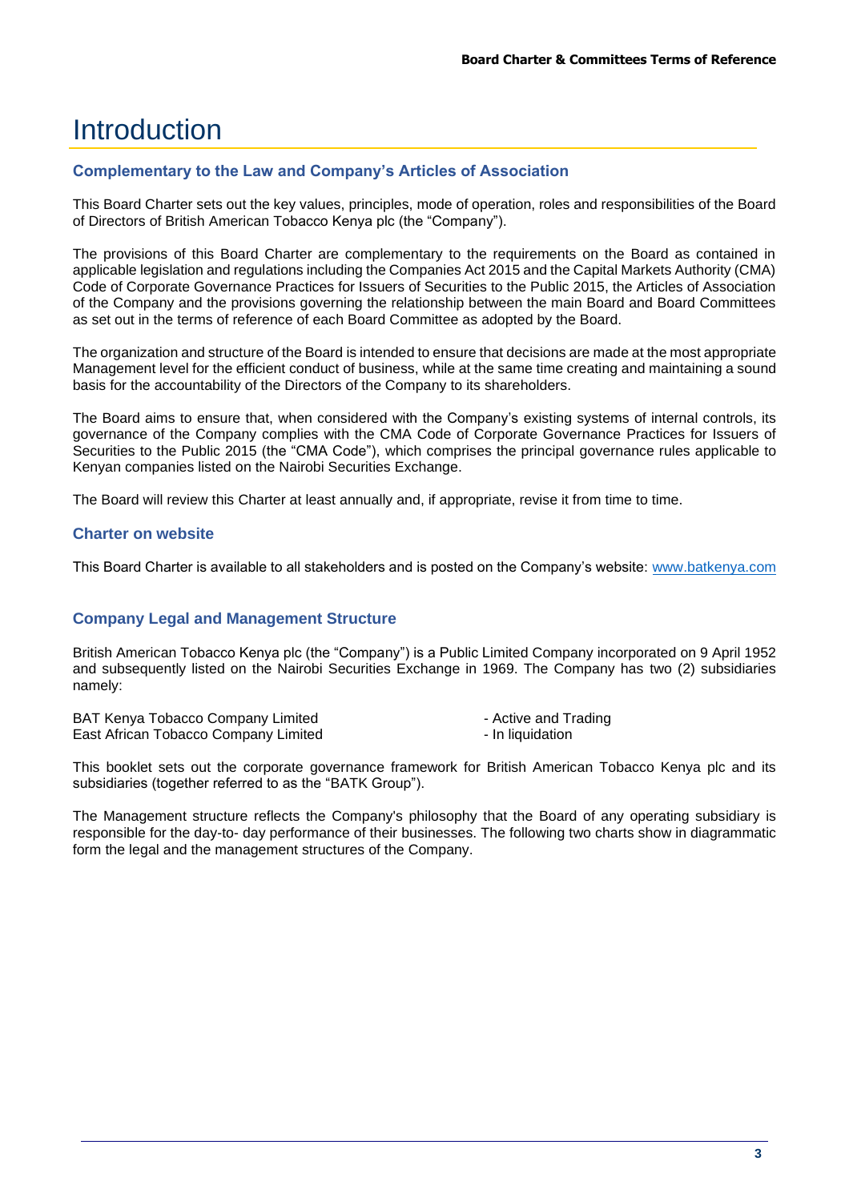# Introduction

## Complementary to the Law and Company's Articles of Association

This Board Charter sets out the key values, principles, mode of operation, roles and responsibilities of the Board of Directors of British American Tobacco Kenya plc (the "Company").

The provisions of this Board Charter are complementary to the requirements on the Board as contained in applicable legislation and regulations including the Companies Act 2015 and the Capital Markets Authority (CMA) Code of Corporate Governance Practices for Issuers of Securities to the Public 2015, the Articles of Association of the Company and the provisions governing the relationship between the main Board and Board Committees as set out in the terms of reference of each Board Committee as adopted by the Board.

The organization and structure of the Board is intended to ensure that decisions are made at the most appropriate Management level for the efficient conduct of business, while at the same time creating and maintaining a sound basis for the accountability of the Directors of the Company to its shareholders.

The Board aims to ensure that, when considered with the Company's existing systems of internal controls, its governance of the Company complies with the CMA Code of Corporate Governance Practices for Issuers of Securities to the Public 2015 (the "CMA Code"), which comprises the principal governance rules applicable to Kenyan companies listed on the Nairobi Securities Exchange.

The Board will review this Charter at least annually and, if appropriate, revise it from time to time.

## Charter on website

This Board Charter is available to all stakeholders and is posted on the Company's website: www.batkenya.com

## Company Legal and Management Structure

British American Tobacco Kenya plc (the "Company") is a Public Limited Company incorporated on 9 April 1952 and subsequently listed on the Nairobi Securities Exchange in 1969. The Company has two (2) subsidiaries namely:

| | |
|---|---|
| BAT Kenya Tobacco Company Limited | - Active and Trading |
| East African Tobacco Company Limited | - In liquidation |

This booklet sets out the corporate governance framework for British American Tobacco Kenya plc and its subsidiaries (together referred to as the "BATK Group").

The Management structure reflects the Company's philosophy that the Board of any operating subsidiary is responsible for the day-to- day performance of their businesses. The following two charts show in diagrammatic form the legal and the management structures of the Company.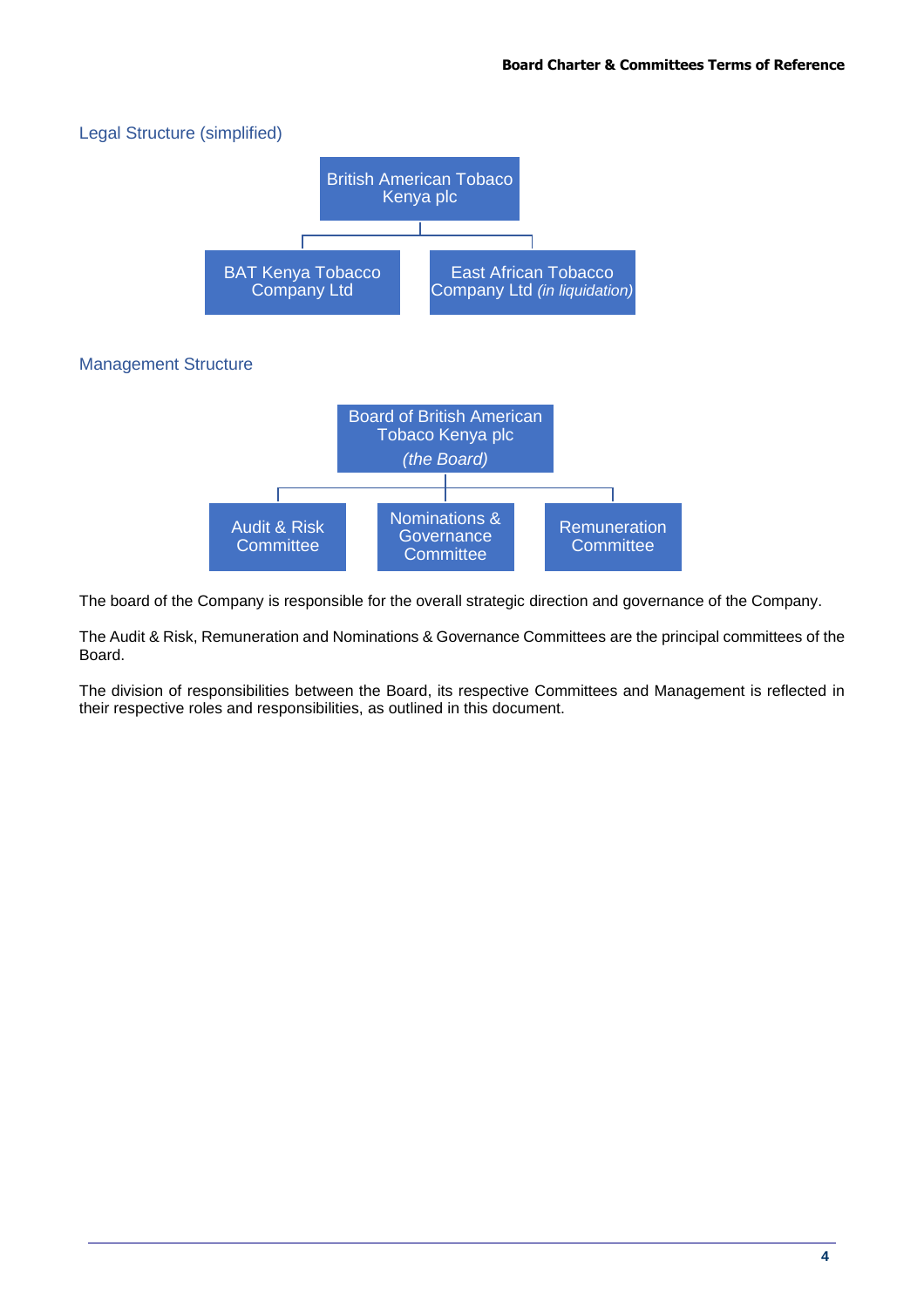## Legal Structure (simplified)

- British American Tobaco Kenya plc
  - BAT Kenya Tobacco Company Ltd
  - East African Tobacco Company Ltd *(in liquidation)*

## Management Structure

- Board of British American Tobaco Kenya plc *(the Board)*
  - Audit & Risk Committee
  - Nominations & Governance Committee
  - Remuneration Committee

The board of the Company is responsible for the overall strategic direction and governance of the Company.

The Audit & Risk, Remuneration and Nominations & Governance Committees are the principal committees of the Board.

The division of responsibilities between the Board, its respective Committees and Management is reflected in their respective roles and responsibilities, as outlined in this document.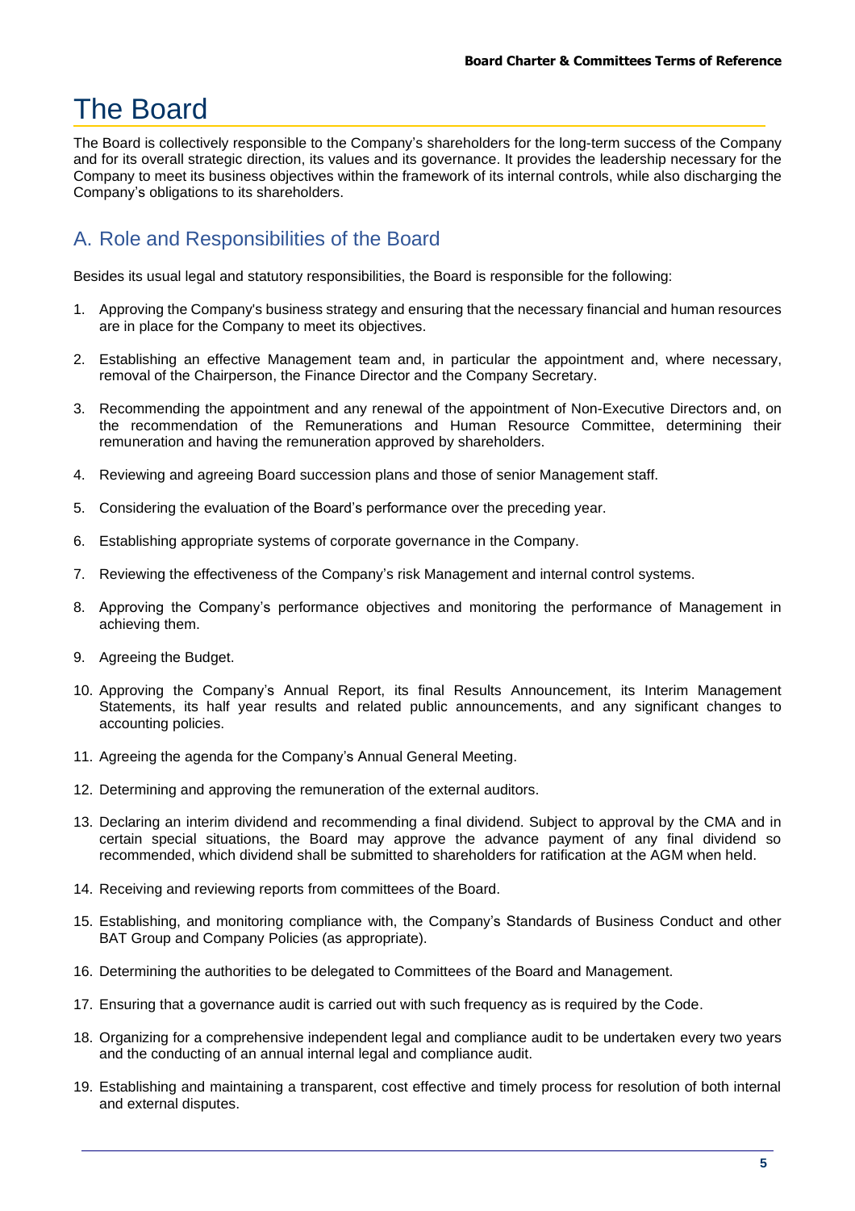# The Board

The Board is collectively responsible to the Company's shareholders for the long-term success of the Company and for its overall strategic direction, its values and its governance. It provides the leadership necessary for the Company to meet its business objectives within the framework of its internal controls, while also discharging the Company's obligations to its shareholders.

## A. Role and Responsibilities of the Board

Besides its usual legal and statutory responsibilities, the Board is responsible for the following:

1. Approving the Company's business strategy and ensuring that the necessary financial and human resources are in place for the Company to meet its objectives.
2. Establishing an effective Management team and, in particular the appointment and, where necessary, removal of the Chairperson, the Finance Director and the Company Secretary.
3. Recommending the appointment and any renewal of the appointment of Non-Executive Directors and, on the recommendation of the Remunerations and Human Resource Committee, determining their remuneration and having the remuneration approved by shareholders.
4. Reviewing and agreeing Board succession plans and those of senior Management staff.
5. Considering the evaluation of the Board's performance over the preceding year.
6. Establishing appropriate systems of corporate governance in the Company.
7. Reviewing the effectiveness of the Company's risk Management and internal control systems.
8. Approving the Company's performance objectives and monitoring the performance of Management in achieving them.
9. Agreeing the Budget.
10. Approving the Company's Annual Report, its final Results Announcement, its Interim Management Statements, its half year results and related public announcements, and any significant changes to accounting policies.
11. Agreeing the agenda for the Company's Annual General Meeting.
12. Determining and approving the remuneration of the external auditors.
13. Declaring an interim dividend and recommending a final dividend. Subject to approval by the CMA and in certain special situations, the Board may approve the advance payment of any final dividend so recommended, which dividend shall be submitted to shareholders for ratification at the AGM when held.
14. Receiving and reviewing reports from committees of the Board.
15. Establishing, and monitoring compliance with, the Company's Standards of Business Conduct and other BAT Group and Company Policies (as appropriate).
16. Determining the authorities to be delegated to Committees of the Board and Management.
17. Ensuring that a governance audit is carried out with such frequency as is required by the Code.
18. Organizing for a comprehensive independent legal and compliance audit to be undertaken every two years and the conducting of an annual internal legal and compliance audit.
19. Establishing and maintaining a transparent, cost effective and timely process for resolution of both internal and external disputes.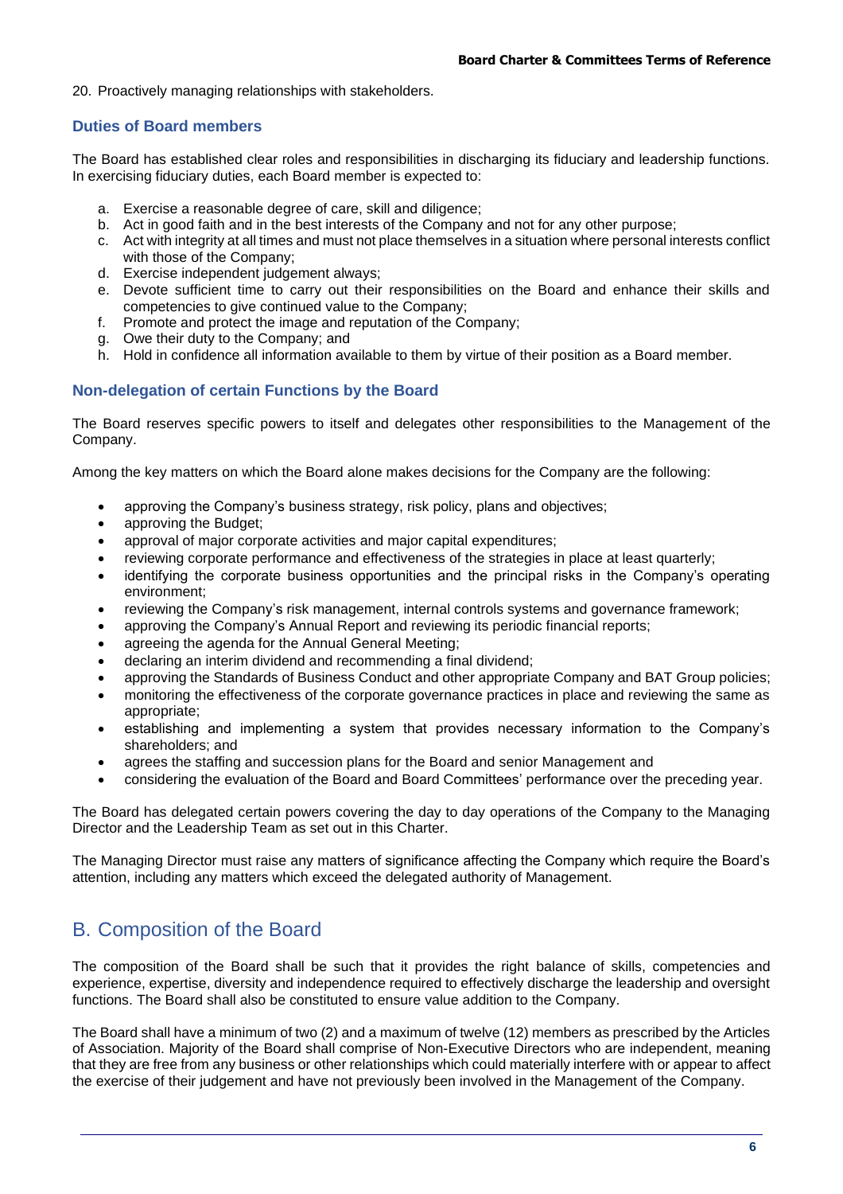20. Proactively managing relationships with stakeholders.

### Duties of Board members

The Board has established clear roles and responsibilities in discharging its fiduciary and leadership functions. In exercising fiduciary duties, each Board member is expected to:

a. Exercise a reasonable degree of care, skill and diligence;
b. Act in good faith and in the best interests of the Company and not for any other purpose;
c. Act with integrity at all times and must not place themselves in a situation where personal interests conflict with those of the Company;
d. Exercise independent judgement always;
e. Devote sufficient time to carry out their responsibilities on the Board and enhance their skills and competencies to give continued value to the Company;
f. Promote and protect the image and reputation of the Company;
g. Owe their duty to the Company; and
h. Hold in confidence all information available to them by virtue of their position as a Board member.

### Non-delegation of certain Functions by the Board

The Board reserves specific powers to itself and delegates other responsibilities to the Management of the Company.

Among the key matters on which the Board alone makes decisions for the Company are the following:

- approving the Company's business strategy, risk policy, plans and objectives;
- approving the Budget;
- approval of major corporate activities and major capital expenditures;
- reviewing corporate performance and effectiveness of the strategies in place at least quarterly;
- identifying the corporate business opportunities and the principal risks in the Company's operating environment;
- reviewing the Company's risk management, internal controls systems and governance framework;
- approving the Company's Annual Report and reviewing its periodic financial reports;
- agreeing the agenda for the Annual General Meeting;
- declaring an interim dividend and recommending a final dividend;
- approving the Standards of Business Conduct and other appropriate Company and BAT Group policies;
- monitoring the effectiveness of the corporate governance practices in place and reviewing the same as appropriate;
- establishing and implementing a system that provides necessary information to the Company's shareholders; and
- agrees the staffing and succession plans for the Board and senior Management and
- considering the evaluation of the Board and Board Committees' performance over the preceding year.

The Board has delegated certain powers covering the day to day operations of the Company to the Managing Director and the Leadership Team as set out in this Charter.

The Managing Director must raise any matters of significance affecting the Company which require the Board's attention, including any matters which exceed the delegated authority of Management.

## B. Composition of the Board

The composition of the Board shall be such that it provides the right balance of skills, competencies and experience, expertise, diversity and independence required to effectively discharge the leadership and oversight functions. The Board shall also be constituted to ensure value addition to the Company.

The Board shall have a minimum of two (2) and a maximum of twelve (12) members as prescribed by the Articles of Association. Majority of the Board shall comprise of Non-Executive Directors who are independent, meaning that they are free from any business or other relationships which could materially interfere with or appear to affect the exercise of their judgement and have not previously been involved in the Management of the Company.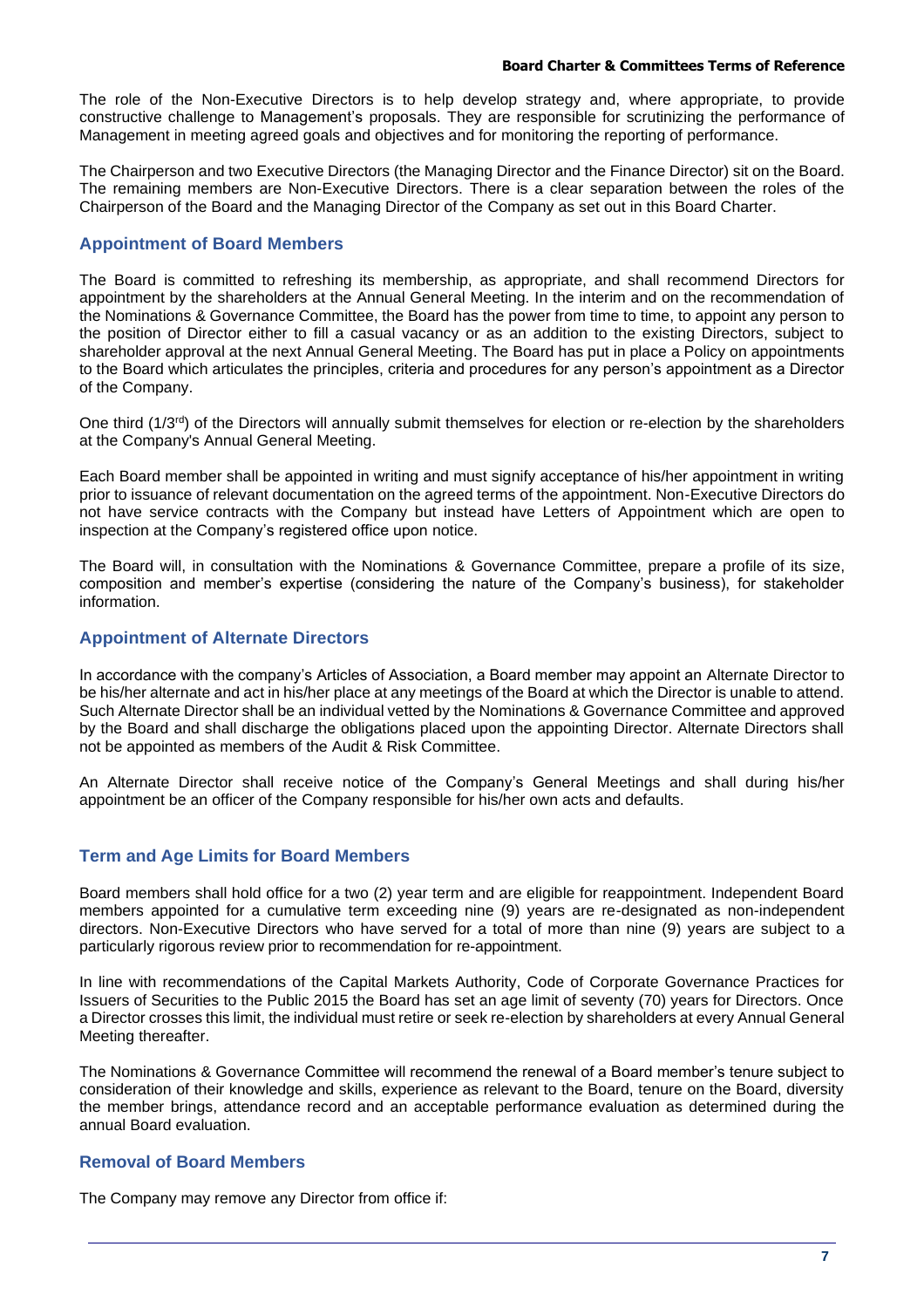The role of the Non-Executive Directors is to help develop strategy and, where appropriate, to provide constructive challenge to Management's proposals. They are responsible for scrutinizing the performance of Management in meeting agreed goals and objectives and for monitoring the reporting of performance.

The Chairperson and two Executive Directors (the Managing Director and the Finance Director) sit on the Board. The remaining members are Non-Executive Directors. There is a clear separation between the roles of the Chairperson of the Board and the Managing Director of the Company as set out in this Board Charter.

## Appointment of Board Members

The Board is committed to refreshing its membership, as appropriate, and shall recommend Directors for appointment by the shareholders at the Annual General Meeting. In the interim and on the recommendation of the Nominations & Governance Committee, the Board has the power from time to time, to appoint any person to the position of Director either to fill a casual vacancy or as an addition to the existing Directors, subject to shareholder approval at the next Annual General Meeting. The Board has put in place a Policy on appointments to the Board which articulates the principles, criteria and procedures for any person's appointment as a Director of the Company.

One third (1/3rd) of the Directors will annually submit themselves for election or re-election by the shareholders at the Company's Annual General Meeting.

Each Board member shall be appointed in writing and must signify acceptance of his/her appointment in writing prior to issuance of relevant documentation on the agreed terms of the appointment. Non-Executive Directors do not have service contracts with the Company but instead have Letters of Appointment which are open to inspection at the Company's registered office upon notice.

The Board will, in consultation with the Nominations & Governance Committee, prepare a profile of its size, composition and member's expertise (considering the nature of the Company's business), for stakeholder information.

## Appointment of Alternate Directors

In accordance with the company's Articles of Association, a Board member may appoint an Alternate Director to be his/her alternate and act in his/her place at any meetings of the Board at which the Director is unable to attend. Such Alternate Director shall be an individual vetted by the Nominations & Governance Committee and approved by the Board and shall discharge the obligations placed upon the appointing Director. Alternate Directors shall not be appointed as members of the Audit & Risk Committee.

An Alternate Director shall receive notice of the Company's General Meetings and shall during his/her appointment be an officer of the Company responsible for his/her own acts and defaults.

## Term and Age Limits for Board Members

Board members shall hold office for a two (2) year term and are eligible for reappointment. Independent Board members appointed for a cumulative term exceeding nine (9) years are re-designated as non-independent directors. Non-Executive Directors who have served for a total of more than nine (9) years are subject to a particularly rigorous review prior to recommendation for re-appointment.

In line with recommendations of the Capital Markets Authority, Code of Corporate Governance Practices for Issuers of Securities to the Public 2015 the Board has set an age limit of seventy (70) years for Directors. Once a Director crosses this limit, the individual must retire or seek re-election by shareholders at every Annual General Meeting thereafter.

The Nominations & Governance Committee will recommend the renewal of a Board member's tenure subject to consideration of their knowledge and skills, experience as relevant to the Board, tenure on the Board, diversity the member brings, attendance record and an acceptable performance evaluation as determined during the annual Board evaluation.

## Removal of Board Members

The Company may remove any Director from office if: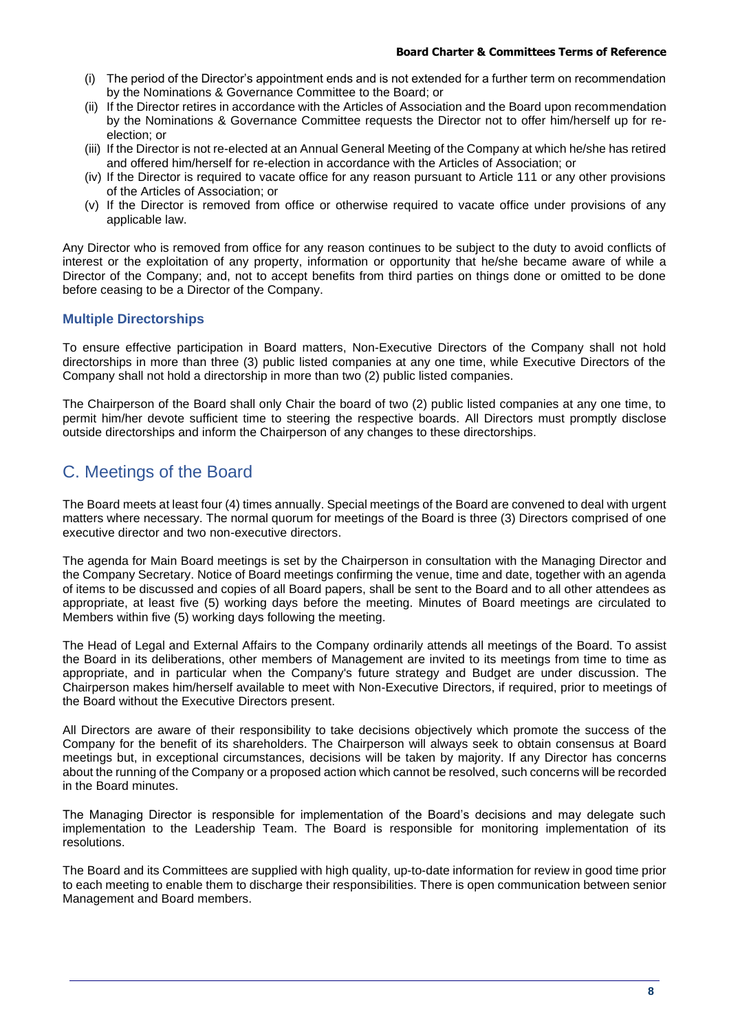(i) The period of the Director's appointment ends and is not extended for a further term on recommendation by the Nominations & Governance Committee to the Board; or
(ii) If the Director retires in accordance with the Articles of Association and the Board upon recommendation by the Nominations & Governance Committee requests the Director not to offer him/herself up for re-election; or
(iii) If the Director is not re-elected at an Annual General Meeting of the Company at which he/she has retired and offered him/herself for re-election in accordance with the Articles of Association; or
(iv) If the Director is required to vacate office for any reason pursuant to Article 111 or any other provisions of the Articles of Association; or
(v) If the Director is removed from office or otherwise required to vacate office under provisions of any applicable law.

Any Director who is removed from office for any reason continues to be subject to the duty to avoid conflicts of interest or the exploitation of any property, information or opportunity that he/she became aware of while a Director of the Company; and, not to accept benefits from third parties on things done or omitted to be done before ceasing to be a Director of the Company.

### Multiple Directorships

To ensure effective participation in Board matters, Non-Executive Directors of the Company shall not hold directorships in more than three (3) public listed companies at any one time, while Executive Directors of the Company shall not hold a directorship in more than two (2) public listed companies.

The Chairperson of the Board shall only Chair the board of two (2) public listed companies at any one time, to permit him/her devote sufficient time to steering the respective boards. All Directors must promptly disclose outside directorships and inform the Chairperson of any changes to these directorships.

## C. Meetings of the Board

The Board meets at least four (4) times annually. Special meetings of the Board are convened to deal with urgent matters where necessary. The normal quorum for meetings of the Board is three (3) Directors comprised of one executive director and two non-executive directors.

The agenda for Main Board meetings is set by the Chairperson in consultation with the Managing Director and the Company Secretary. Notice of Board meetings confirming the venue, time and date, together with an agenda of items to be discussed and copies of all Board papers, shall be sent to the Board and to all other attendees as appropriate, at least five (5) working days before the meeting. Minutes of Board meetings are circulated to Members within five (5) working days following the meeting.

The Head of Legal and External Affairs to the Company ordinarily attends all meetings of the Board. To assist the Board in its deliberations, other members of Management are invited to its meetings from time to time as appropriate, and in particular when the Company's future strategy and Budget are under discussion. The Chairperson makes him/herself available to meet with Non-Executive Directors, if required, prior to meetings of the Board without the Executive Directors present.

All Directors are aware of their responsibility to take decisions objectively which promote the success of the Company for the benefit of its shareholders. The Chairperson will always seek to obtain consensus at Board meetings but, in exceptional circumstances, decisions will be taken by majority. If any Director has concerns about the running of the Company or a proposed action which cannot be resolved, such concerns will be recorded in the Board minutes.

The Managing Director is responsible for implementation of the Board's decisions and may delegate such implementation to the Leadership Team. The Board is responsible for monitoring implementation of its resolutions.

The Board and its Committees are supplied with high quality, up-to-date information for review in good time prior to each meeting to enable them to discharge their responsibilities. There is open communication between senior Management and Board members.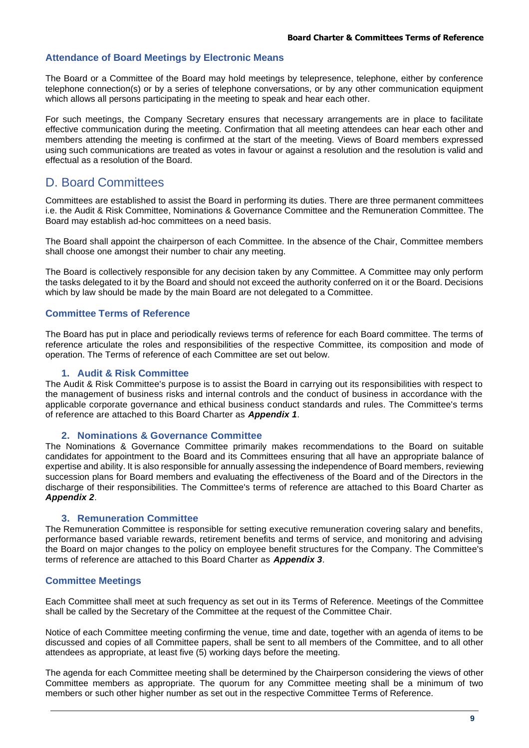### Attendance of Board Meetings by Electronic Means

The Board or a Committee of the Board may hold meetings by telepresence, telephone, either by conference telephone connection(s) or by a series of telephone conversations, or by any other communication equipment which allows all persons participating in the meeting to speak and hear each other.

For such meetings, the Company Secretary ensures that necessary arrangements are in place to facilitate effective communication during the meeting. Confirmation that all meeting attendees can hear each other and members attending the meeting is confirmed at the start of the meeting. Views of Board members expressed using such communications are treated as votes in favour or against a resolution and the resolution is valid and effectual as a resolution of the Board.

## D. Board Committees

Committees are established to assist the Board in performing its duties. There are three permanent committees i.e. the Audit & Risk Committee, Nominations & Governance Committee and the Remuneration Committee. The Board may establish ad-hoc committees on a need basis.

The Board shall appoint the chairperson of each Committee. In the absence of the Chair, Committee members shall choose one amongst their number to chair any meeting.

The Board is collectively responsible for any decision taken by any Committee. A Committee may only perform the tasks delegated to it by the Board and should not exceed the authority conferred on it or the Board. Decisions which by law should be made by the main Board are not delegated to a Committee.

### Committee Terms of Reference

The Board has put in place and periodically reviews terms of reference for each Board committee. The terms of reference articulate the roles and responsibilities of the respective Committee, its composition and mode of operation. The Terms of reference of each Committee are set out below.

#### 1. Audit & Risk Committee

The Audit & Risk Committee's purpose is to assist the Board in carrying out its responsibilities with respect to the management of business risks and internal controls and the conduct of business in accordance with the applicable corporate governance and ethical business conduct standards and rules. The Committee's terms of reference are attached to this Board Charter as ***Appendix 1***.

#### 2. Nominations & Governance Committee

The Nominations & Governance Committee primarily makes recommendations to the Board on suitable candidates for appointment to the Board and its Committees ensuring that all have an appropriate balance of expertise and ability. It is also responsible for annually assessing the independence of Board members, reviewing succession plans for Board members and evaluating the effectiveness of the Board and of the Directors in the discharge of their responsibilities. The Committee's terms of reference are attached to this Board Charter as ***Appendix 2***.

#### 3. Remuneration Committee

The Remuneration Committee is responsible for setting executive remuneration covering salary and benefits, performance based variable rewards, retirement benefits and terms of service, and monitoring and advising the Board on major changes to the policy on employee benefit structures for the Company. The Committee's terms of reference are attached to this Board Charter as ***Appendix 3***.

### Committee Meetings

Each Committee shall meet at such frequency as set out in its Terms of Reference. Meetings of the Committee shall be called by the Secretary of the Committee at the request of the Committee Chair.

Notice of each Committee meeting confirming the venue, time and date, together with an agenda of items to be discussed and copies of all Committee papers, shall be sent to all members of the Committee, and to all other attendees as appropriate, at least five (5) working days before the meeting.

The agenda for each Committee meeting shall be determined by the Chairperson considering the views of other Committee members as appropriate. The quorum for any Committee meeting shall be a minimum of two members or such other higher number as set out in the respective Committee Terms of Reference.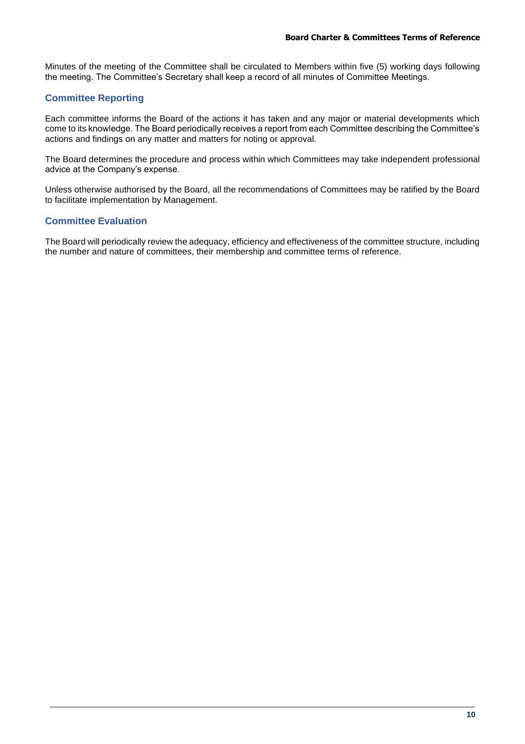Minutes of the meeting of the Committee shall be circulated to Members within five (5) working days following the meeting. The Committee's Secretary shall keep a record of all minutes of Committee Meetings.

## Committee Reporting

Each committee informs the Board of the actions it has taken and any major or material developments which come to its knowledge. The Board periodically receives a report from each Committee describing the Committee's actions and findings on any matter and matters for noting or approval.

The Board determines the procedure and process within which Committees may take independent professional advice at the Company's expense.

Unless otherwise authorised by the Board, all the recommendations of Committees may be ratified by the Board to facilitate implementation by Management.

## Committee Evaluation

The Board will periodically review the adequacy, efficiency and effectiveness of the committee structure, including the number and nature of committees, their membership and committee terms of reference.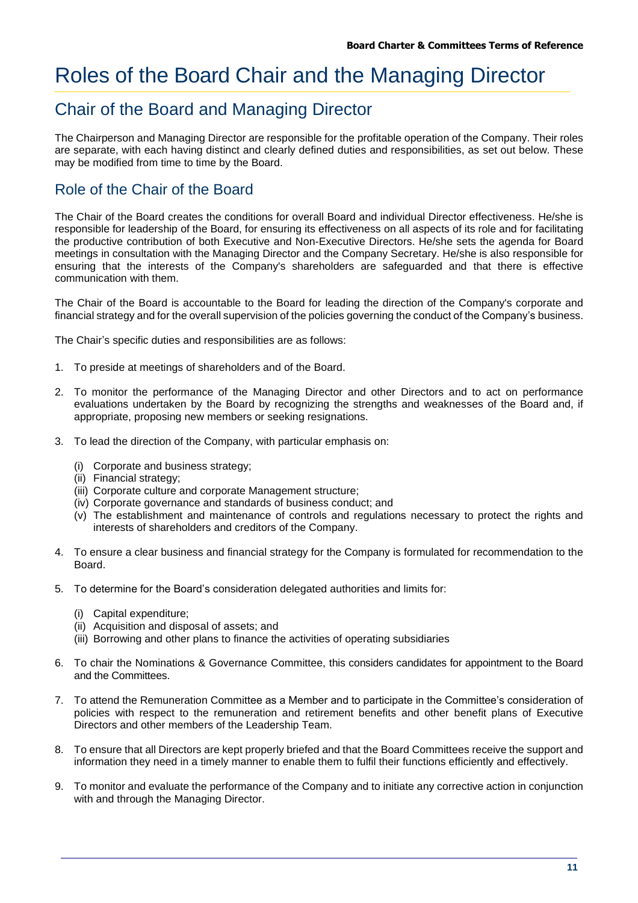# Roles of the Board Chair and the Managing Director

## Chair of the Board and Managing Director

The Chairperson and Managing Director are responsible for the profitable operation of the Company. Their roles are separate, with each having distinct and clearly defined duties and responsibilities, as set out below. These may be modified from time to time by the Board.

## Role of the Chair of the Board

The Chair of the Board creates the conditions for overall Board and individual Director effectiveness. He/she is responsible for leadership of the Board, for ensuring its effectiveness on all aspects of its role and for facilitating the productive contribution of both Executive and Non-Executive Directors. He/she sets the agenda for Board meetings in consultation with the Managing Director and the Company Secretary. He/she is also responsible for ensuring that the interests of the Company's shareholders are safeguarded and that there is effective communication with them.

The Chair of the Board is accountable to the Board for leading the direction of the Company's corporate and financial strategy and for the overall supervision of the policies governing the conduct of the Company's business.

The Chair's specific duties and responsibilities are as follows:

1. To preside at meetings of shareholders and of the Board.
2. To monitor the performance of the Managing Director and other Directors and to act on performance evaluations undertaken by the Board by recognizing the strengths and weaknesses of the Board and, if appropriate, proposing new members or seeking resignations.
3. To lead the direction of the Company, with particular emphasis on:
   - (i) Corporate and business strategy;
   - (ii) Financial strategy;
   - (iii) Corporate culture and corporate Management structure;
   - (iv) Corporate governance and standards of business conduct; and
   - (v) The establishment and maintenance of controls and regulations necessary to protect the rights and interests of shareholders and creditors of the Company.
4. To ensure a clear business and financial strategy for the Company is formulated for recommendation to the Board.
5. To determine for the Board's consideration delegated authorities and limits for:
   - (i) Capital expenditure;
   - (ii) Acquisition and disposal of assets; and
   - (iii) Borrowing and other plans to finance the activities of operating subsidiaries
6. To chair the Nominations & Governance Committee, this considers candidates for appointment to the Board and the Committees.
7. To attend the Remuneration Committee as a Member and to participate in the Committee's consideration of policies with respect to the remuneration and retirement benefits and other benefit plans of Executive Directors and other members of the Leadership Team.
8. To ensure that all Directors are kept properly briefed and that the Board Committees receive the support and information they need in a timely manner to enable them to fulfil their functions efficiently and effectively.
9. To monitor and evaluate the performance of the Company and to initiate any corrective action in conjunction with and through the Managing Director.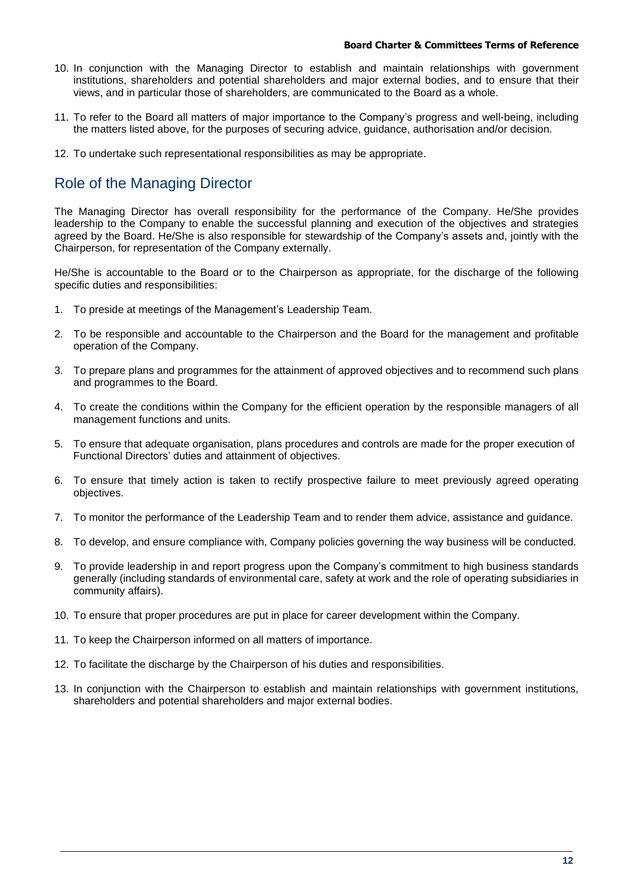10. In conjunction with the Managing Director to establish and maintain relationships with government institutions, shareholders and potential shareholders and major external bodies, and to ensure that their views, and in particular those of shareholders, are communicated to the Board as a whole.

11. To refer to the Board all matters of major importance to the Company's progress and well-being, including the matters listed above, for the purposes of securing advice, guidance, authorisation and/or decision.

12. To undertake such representational responsibilities as may be appropriate.

## Role of the Managing Director

The Managing Director has overall responsibility for the performance of the Company. He/She provides leadership to the Company to enable the successful planning and execution of the objectives and strategies agreed by the Board. He/She is also responsible for stewardship of the Company's assets and, jointly with the Chairperson, for representation of the Company externally.

He/She is accountable to the Board or to the Chairperson as appropriate, for the discharge of the following specific duties and responsibilities:

1. To preside at meetings of the Management's Leadership Team.

2. To be responsible and accountable to the Chairperson and the Board for the management and profitable operation of the Company.

3. To prepare plans and programmes for the attainment of approved objectives and to recommend such plans and programmes to the Board.

4. To create the conditions within the Company for the efficient operation by the responsible managers of all management functions and units.

5. To ensure that adequate organisation, plans procedures and controls are made for the proper execution of Functional Directors' duties and attainment of objectives.

6. To ensure that timely action is taken to rectify prospective failure to meet previously agreed operating objectives.

7. To monitor the performance of the Leadership Team and to render them advice, assistance and guidance.

8. To develop, and ensure compliance with, Company policies governing the way business will be conducted.

9. To provide leadership in and report progress upon the Company's commitment to high business standards generally (including standards of environmental care, safety at work and the role of operating subsidiaries in community affairs).

10. To ensure that proper procedures are put in place for career development within the Company.

11. To keep the Chairperson informed on all matters of importance.

12. To facilitate the discharge by the Chairperson of his duties and responsibilities.

13. In conjunction with the Chairperson to establish and maintain relationships with government institutions, shareholders and potential shareholders and major external bodies.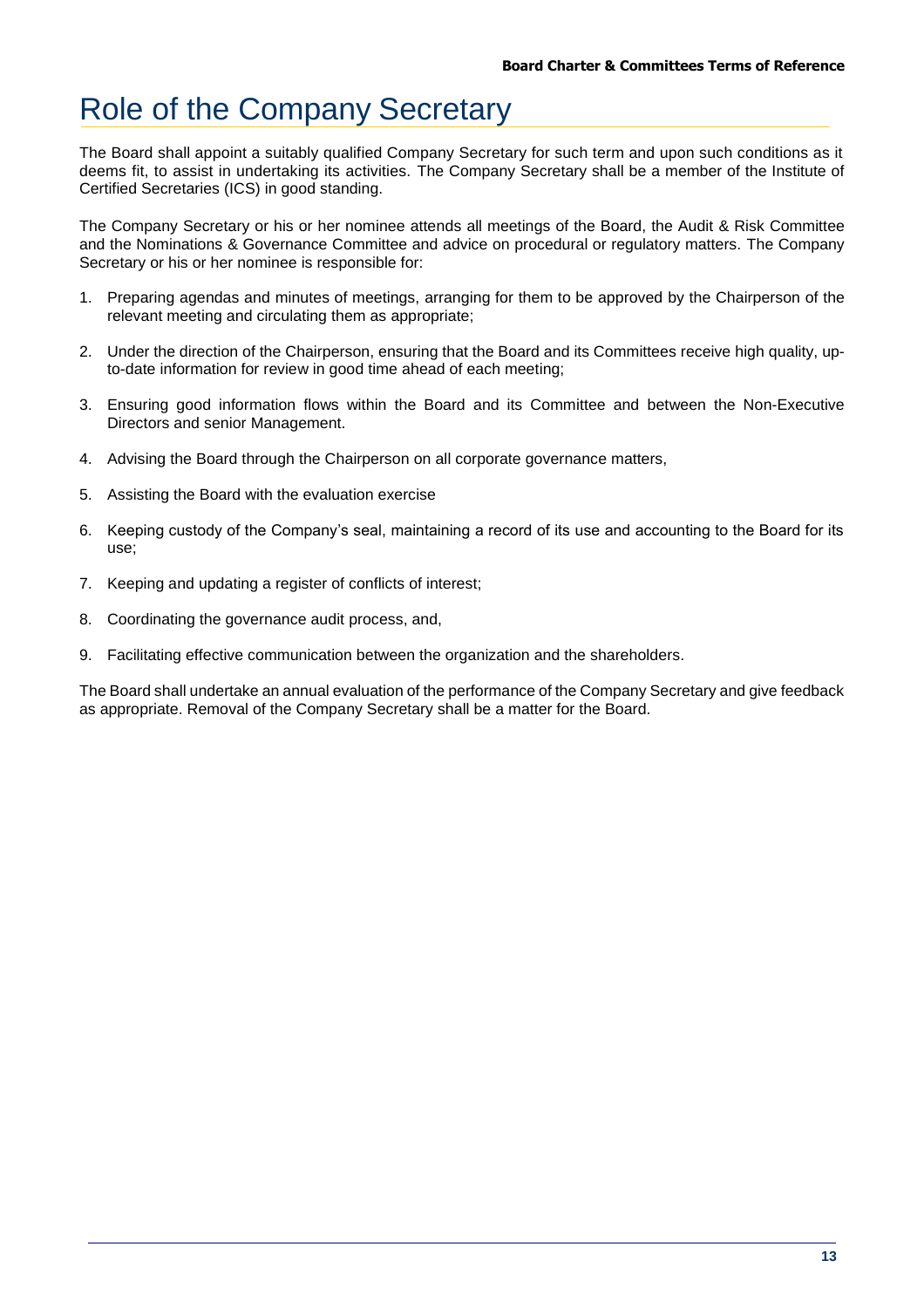# Role of the Company Secretary

The Board shall appoint a suitably qualified Company Secretary for such term and upon such conditions as it deems fit, to assist in undertaking its activities. The Company Secretary shall be a member of the Institute of Certified Secretaries (ICS) in good standing.

The Company Secretary or his or her nominee attends all meetings of the Board, the Audit & Risk Committee and the Nominations & Governance Committee and advice on procedural or regulatory matters. The Company Secretary or his or her nominee is responsible for:

1. Preparing agendas and minutes of meetings, arranging for them to be approved by the Chairperson of the relevant meeting and circulating them as appropriate;
2. Under the direction of the Chairperson, ensuring that the Board and its Committees receive high quality, up-to-date information for review in good time ahead of each meeting;
3. Ensuring good information flows within the Board and its Committee and between the Non-Executive Directors and senior Management.
4. Advising the Board through the Chairperson on all corporate governance matters,
5. Assisting the Board with the evaluation exercise
6. Keeping custody of the Company's seal, maintaining a record of its use and accounting to the Board for its use;
7. Keeping and updating a register of conflicts of interest;
8. Coordinating the governance audit process, and,
9. Facilitating effective communication between the organization and the shareholders.

The Board shall undertake an annual evaluation of the performance of the Company Secretary and give feedback as appropriate. Removal of the Company Secretary shall be a matter for the Board.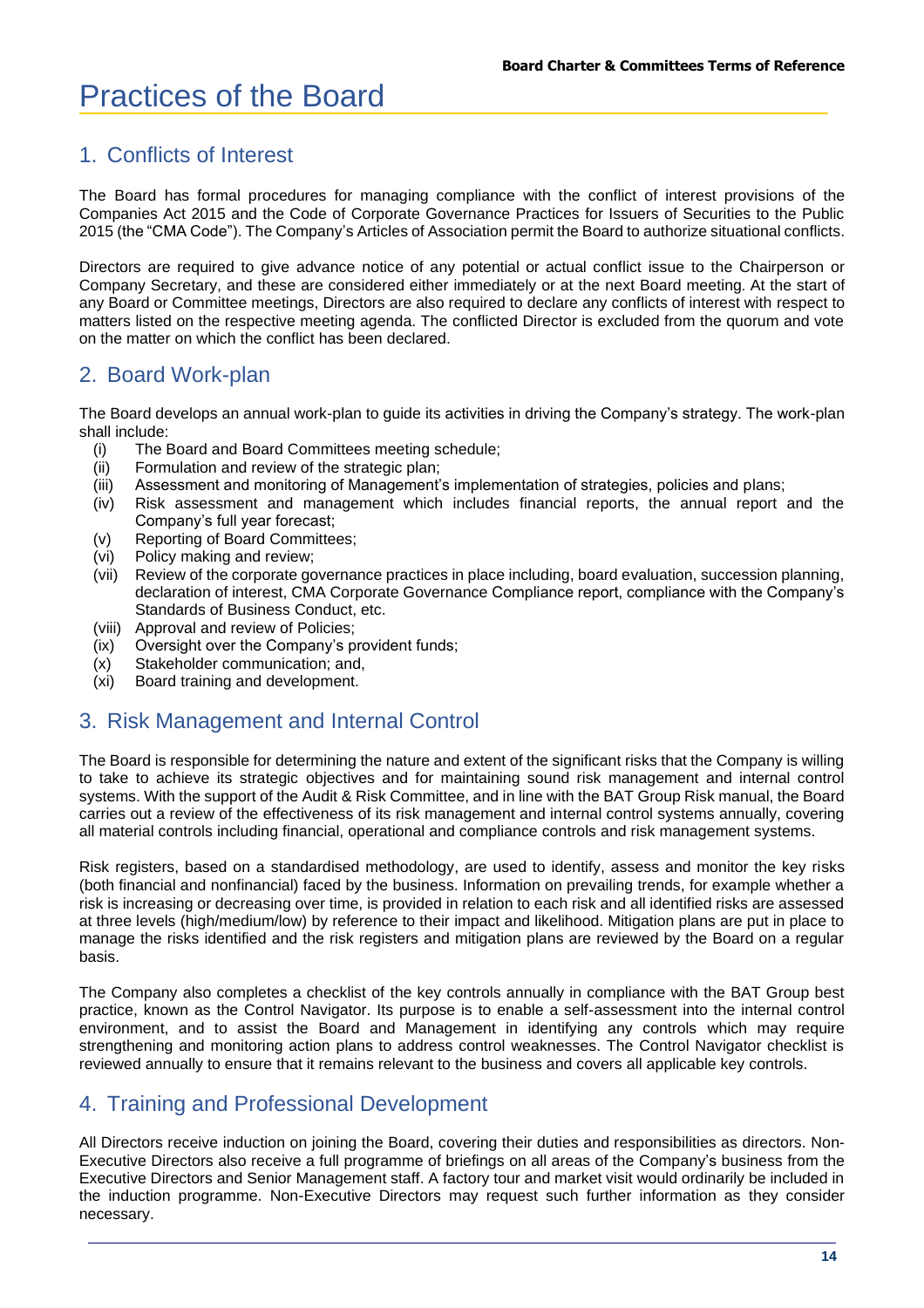# Practices of the Board

## 1. Conflicts of Interest

The Board has formal procedures for managing compliance with the conflict of interest provisions of the Companies Act 2015 and the Code of Corporate Governance Practices for Issuers of Securities to the Public 2015 (the "CMA Code"). The Company's Articles of Association permit the Board to authorize situational conflicts.

Directors are required to give advance notice of any potential or actual conflict issue to the Chairperson or Company Secretary, and these are considered either immediately or at the next Board meeting. At the start of any Board or Committee meetings, Directors are also required to declare any conflicts of interest with respect to matters listed on the respective meeting agenda. The conflicted Director is excluded from the quorum and vote on the matter on which the conflict has been declared.

## 2. Board Work-plan

The Board develops an annual work-plan to guide its activities in driving the Company's strategy. The work-plan shall include:

(i) The Board and Board Committees meeting schedule;
(ii) Formulation and review of the strategic plan;
(iii) Assessment and monitoring of Management's implementation of strategies, policies and plans;
(iv) Risk assessment and management which includes financial reports, the annual report and the Company's full year forecast;
(v) Reporting of Board Committees;
(vi) Policy making and review;
(vii) Review of the corporate governance practices in place including, board evaluation, succession planning, declaration of interest, CMA Corporate Governance Compliance report, compliance with the Company's Standards of Business Conduct, etc.
(viii) Approval and review of Policies;
(ix) Oversight over the Company's provident funds;
(x) Stakeholder communication; and,
(xi) Board training and development.

## 3. Risk Management and Internal Control

The Board is responsible for determining the nature and extent of the significant risks that the Company is willing to take to achieve its strategic objectives and for maintaining sound risk management and internal control systems. With the support of the Audit & Risk Committee, and in line with the BAT Group Risk manual, the Board carries out a review of the effectiveness of its risk management and internal control systems annually, covering all material controls including financial, operational and compliance controls and risk management systems.

Risk registers, based on a standardised methodology, are used to identify, assess and monitor the key risks (both financial and nonfinancial) faced by the business. Information on prevailing trends, for example whether a risk is increasing or decreasing over time, is provided in relation to each risk and all identified risks are assessed at three levels (high/medium/low) by reference to their impact and likelihood. Mitigation plans are put in place to manage the risks identified and the risk registers and mitigation plans are reviewed by the Board on a regular basis.

The Company also completes a checklist of the key controls annually in compliance with the BAT Group best practice, known as the Control Navigator. Its purpose is to enable a self-assessment into the internal control environment, and to assist the Board and Management in identifying any controls which may require strengthening and monitoring action plans to address control weaknesses. The Control Navigator checklist is reviewed annually to ensure that it remains relevant to the business and covers all applicable key controls.

## 4. Training and Professional Development

All Directors receive induction on joining the Board, covering their duties and responsibilities as directors. Non-Executive Directors also receive a full programme of briefings on all areas of the Company's business from the Executive Directors and Senior Management staff. A factory tour and market visit would ordinarily be included in the induction programme. Non-Executive Directors may request such further information as they consider necessary.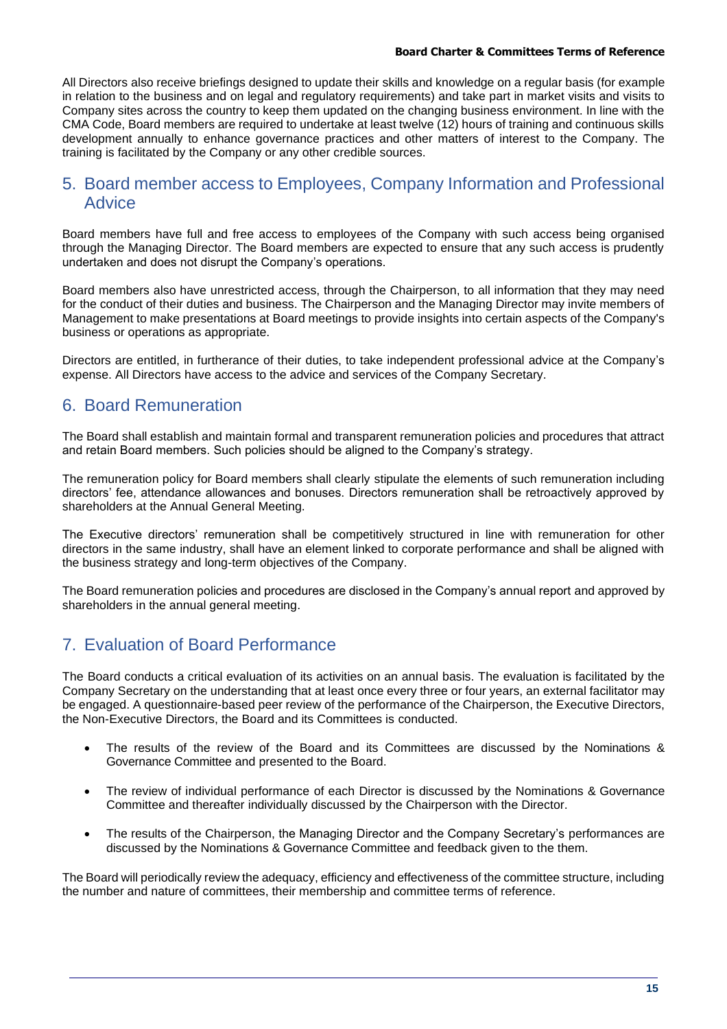All Directors also receive briefings designed to update their skills and knowledge on a regular basis (for example in relation to the business and on legal and regulatory requirements) and take part in market visits and visits to Company sites across the country to keep them updated on the changing business environment. In line with the CMA Code, Board members are required to undertake at least twelve (12) hours of training and continuous skills development annually to enhance governance practices and other matters of interest to the Company. The training is facilitated by the Company or any other credible sources.

## 5. Board member access to Employees, Company Information and Professional Advice

Board members have full and free access to employees of the Company with such access being organised through the Managing Director. The Board members are expected to ensure that any such access is prudently undertaken and does not disrupt the Company's operations.

Board members also have unrestricted access, through the Chairperson, to all information that they may need for the conduct of their duties and business. The Chairperson and the Managing Director may invite members of Management to make presentations at Board meetings to provide insights into certain aspects of the Company's business or operations as appropriate.

Directors are entitled, in furtherance of their duties, to take independent professional advice at the Company's expense. All Directors have access to the advice and services of the Company Secretary.

## 6. Board Remuneration

The Board shall establish and maintain formal and transparent remuneration policies and procedures that attract and retain Board members. Such policies should be aligned to the Company's strategy.

The remuneration policy for Board members shall clearly stipulate the elements of such remuneration including directors' fee, attendance allowances and bonuses. Directors remuneration shall be retroactively approved by shareholders at the Annual General Meeting.

The Executive directors' remuneration shall be competitively structured in line with remuneration for other directors in the same industry, shall have an element linked to corporate performance and shall be aligned with the business strategy and long-term objectives of the Company.

The Board remuneration policies and procedures are disclosed in the Company's annual report and approved by shareholders in the annual general meeting.

## 7. Evaluation of Board Performance

The Board conducts a critical evaluation of its activities on an annual basis. The evaluation is facilitated by the Company Secretary on the understanding that at least once every three or four years, an external facilitator may be engaged. A questionnaire-based peer review of the performance of the Chairperson, the Executive Directors, the Non-Executive Directors, the Board and its Committees is conducted.

- The results of the review of the Board and its Committees are discussed by the Nominations & Governance Committee and presented to the Board.
- The review of individual performance of each Director is discussed by the Nominations & Governance Committee and thereafter individually discussed by the Chairperson with the Director.
- The results of the Chairperson, the Managing Director and the Company Secretary's performances are discussed by the Nominations & Governance Committee and feedback given to the them.

The Board will periodically review the adequacy, efficiency and effectiveness of the committee structure, including the number and nature of committees, their membership and committee terms of reference.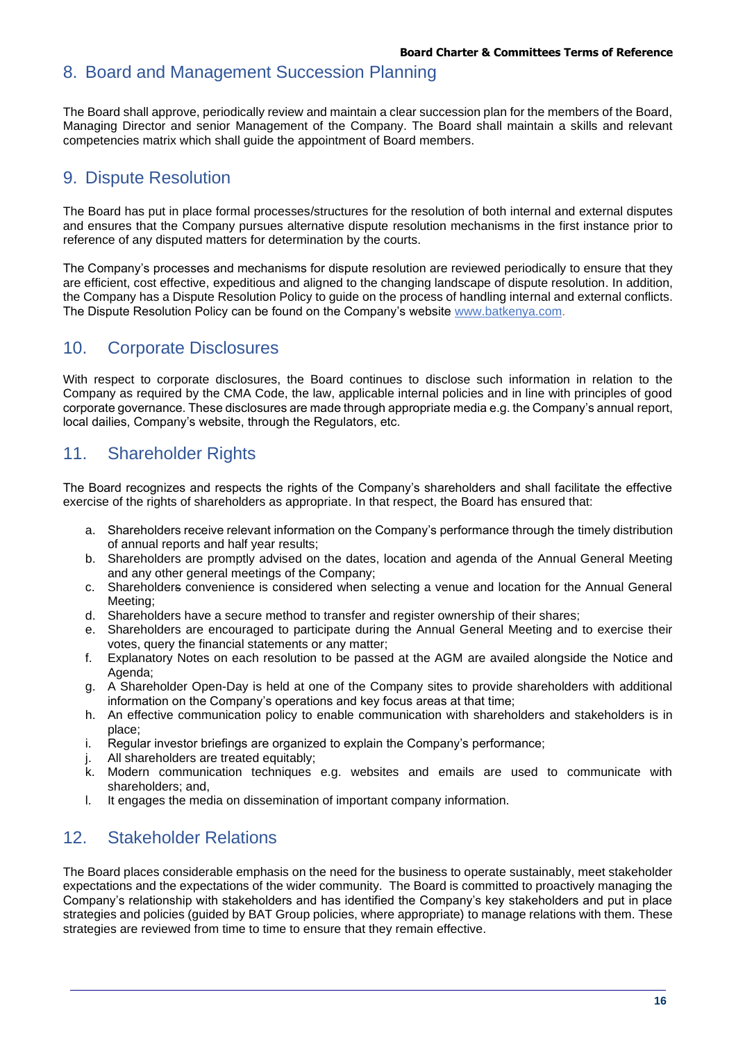## 8. Board and Management Succession Planning

The Board shall approve, periodically review and maintain a clear succession plan for the members of the Board, Managing Director and senior Management of the Company. The Board shall maintain a skills and relevant competencies matrix which shall guide the appointment of Board members.

## 9. Dispute Resolution

The Board has put in place formal processes/structures for the resolution of both internal and external disputes and ensures that the Company pursues alternative dispute resolution mechanisms in the first instance prior to reference of any disputed matters for determination by the courts.

The Company's processes and mechanisms for dispute resolution are reviewed periodically to ensure that they are efficient, cost effective, expeditious and aligned to the changing landscape of dispute resolution. In addition, the Company has a Dispute Resolution Policy to guide on the process of handling internal and external conflicts. The Dispute Resolution Policy can be found on the Company's website www.batkenya.com.

## 10. Corporate Disclosures

With respect to corporate disclosures, the Board continues to disclose such information in relation to the Company as required by the CMA Code, the law, applicable internal policies and in line with principles of good corporate governance. These disclosures are made through appropriate media e.g. the Company's annual report, local dailies, Company's website, through the Regulators, etc.

## 11. Shareholder Rights

The Board recognizes and respects the rights of the Company's shareholders and shall facilitate the effective exercise of the rights of shareholders as appropriate. In that respect, the Board has ensured that:

a. Shareholders receive relevant information on the Company's performance through the timely distribution of annual reports and half year results;
b. Shareholders are promptly advised on the dates, location and agenda of the Annual General Meeting and any other general meetings of the Company;
c. Shareholders convenience is considered when selecting a venue and location for the Annual General Meeting;
d. Shareholders have a secure method to transfer and register ownership of their shares;
e. Shareholders are encouraged to participate during the Annual General Meeting and to exercise their votes, query the financial statements or any matter;
f. Explanatory Notes on each resolution to be passed at the AGM are availed alongside the Notice and Agenda;
g. A Shareholder Open-Day is held at one of the Company sites to provide shareholders with additional information on the Company's operations and key focus areas at that time;
h. An effective communication policy to enable communication with shareholders and stakeholders is in place;
i. Regular investor briefings are organized to explain the Company's performance;
j. All shareholders are treated equitably;
k. Modern communication techniques e.g. websites and emails are used to communicate with shareholders; and,
l. It engages the media on dissemination of important company information.

## 12. Stakeholder Relations

The Board places considerable emphasis on the need for the business to operate sustainably, meet stakeholder expectations and the expectations of the wider community. The Board is committed to proactively managing the Company's relationship with stakeholders and has identified the Company's key stakeholders and put in place strategies and policies (guided by BAT Group policies, where appropriate) to manage relations with them. These strategies are reviewed from time to time to ensure that they remain effective.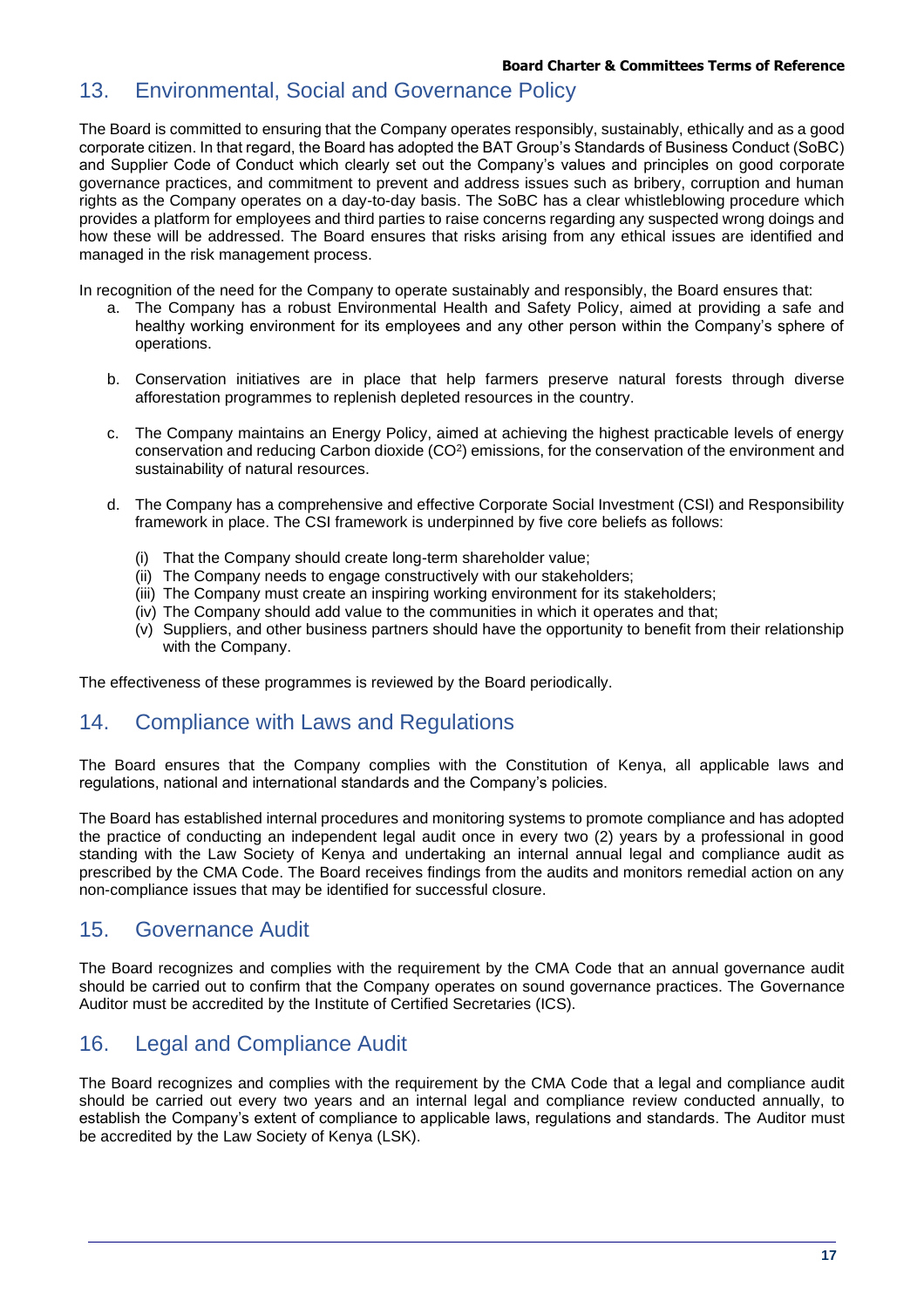## 13. Environmental, Social and Governance Policy

The Board is committed to ensuring that the Company operates responsibly, sustainably, ethically and as a good corporate citizen. In that regard, the Board has adopted the BAT Group's Standards of Business Conduct (SoBC) and Supplier Code of Conduct which clearly set out the Company's values and principles on good corporate governance practices, and commitment to prevent and address issues such as bribery, corruption and human rights as the Company operates on a day-to-day basis. The SoBC has a clear whistleblowing procedure which provides a platform for employees and third parties to raise concerns regarding any suspected wrong doings and how these will be addressed. The Board ensures that risks arising from any ethical issues are identified and managed in the risk management process.

In recognition of the need for the Company to operate sustainably and responsibly, the Board ensures that:

a. The Company has a robust Environmental Health and Safety Policy, aimed at providing a safe and healthy working environment for its employees and any other person within the Company's sphere of operations.

b. Conservation initiatives are in place that help farmers preserve natural forests through diverse afforestation programmes to replenish depleted resources in the country.

c. The Company maintains an Energy Policy, aimed at achieving the highest practicable levels of energy conservation and reducing Carbon dioxide ($CO^2$) emissions, for the conservation of the environment and sustainability of natural resources.

d. The Company has a comprehensive and effective Corporate Social Investment (CSI) and Responsibility framework in place. The CSI framework is underpinned by five core beliefs as follows:

   (i) That the Company should create long-term shareholder value;
   (ii) The Company needs to engage constructively with our stakeholders;
   (iii) The Company must create an inspiring working environment for its stakeholders;
   (iv) The Company should add value to the communities in which it operates and that;
   (v) Suppliers, and other business partners should have the opportunity to benefit from their relationship with the Company.

The effectiveness of these programmes is reviewed by the Board periodically.

## 14. Compliance with Laws and Regulations

The Board ensures that the Company complies with the Constitution of Kenya, all applicable laws and regulations, national and international standards and the Company's policies.

The Board has established internal procedures and monitoring systems to promote compliance and has adopted the practice of conducting an independent legal audit once in every two (2) years by a professional in good standing with the Law Society of Kenya and undertaking an internal annual legal and compliance audit as prescribed by the CMA Code. The Board receives findings from the audits and monitors remedial action on any non-compliance issues that may be identified for successful closure.

## 15. Governance Audit

The Board recognizes and complies with the requirement by the CMA Code that an annual governance audit should be carried out to confirm that the Company operates on sound governance practices. The Governance Auditor must be accredited by the Institute of Certified Secretaries (ICS).

## 16. Legal and Compliance Audit

The Board recognizes and complies with the requirement by the CMA Code that a legal and compliance audit should be carried out every two years and an internal legal and compliance review conducted annually, to establish the Company's extent of compliance to applicable laws, regulations and standards. The Auditor must be accredited by the Law Society of Kenya (LSK).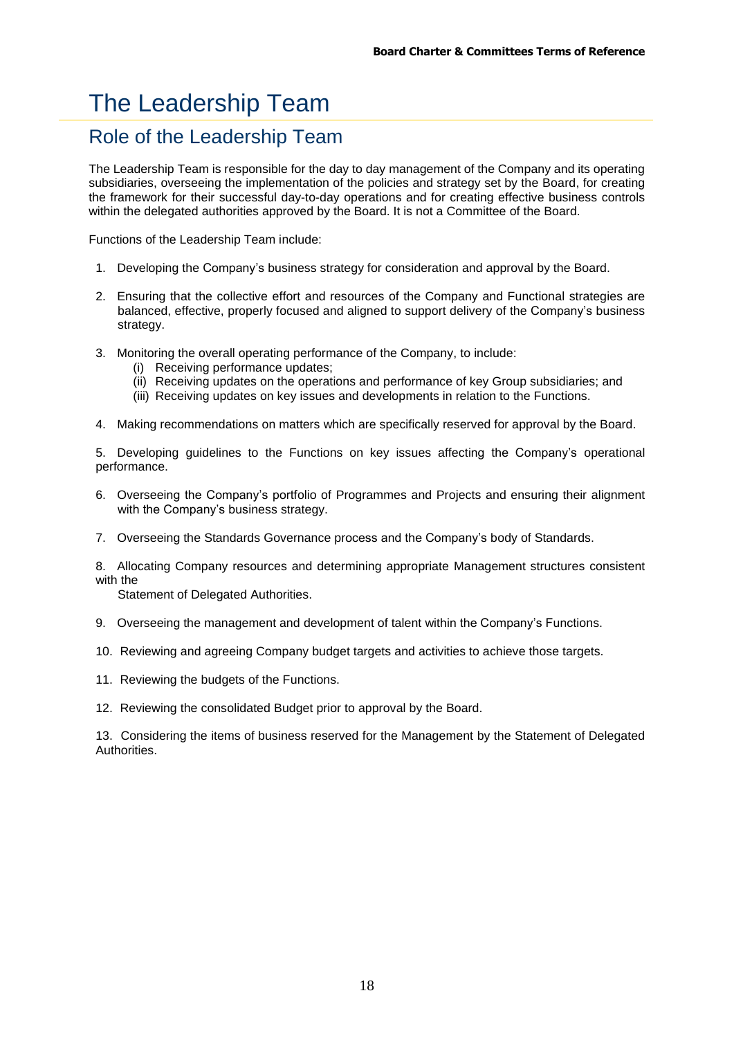# The Leadership Team

## Role of the Leadership Team

The Leadership Team is responsible for the day to day management of the Company and its operating subsidiaries, overseeing the implementation of the policies and strategy set by the Board, for creating the framework for their successful day-to-day operations and for creating effective business controls within the delegated authorities approved by the Board. It is not a Committee of the Board.

Functions of the Leadership Team include:

1. Developing the Company's business strategy for consideration and approval by the Board.
2. Ensuring that the collective effort and resources of the Company and Functional strategies are balanced, effective, properly focused and aligned to support delivery of the Company's business strategy.
3. Monitoring the overall operating performance of the Company, to include:
   (i) Receiving performance updates;
   (ii) Receiving updates on the operations and performance of key Group subsidiaries; and
   (iii) Receiving updates on key issues and developments in relation to the Functions.
4. Making recommendations on matters which are specifically reserved for approval by the Board.
5. Developing guidelines to the Functions on key issues affecting the Company's operational performance.
6. Overseeing the Company's portfolio of Programmes and Projects and ensuring their alignment with the Company's business strategy.
7. Overseeing the Standards Governance process and the Company's body of Standards.
8. Allocating Company resources and determining appropriate Management structures consistent with the Statement of Delegated Authorities.
9. Overseeing the management and development of talent within the Company's Functions.
10. Reviewing and agreeing Company budget targets and activities to achieve those targets.
11. Reviewing the budgets of the Functions.
12. Reviewing the consolidated Budget prior to approval by the Board.
13. Considering the items of business reserved for the Management by the Statement of Delegated Authorities.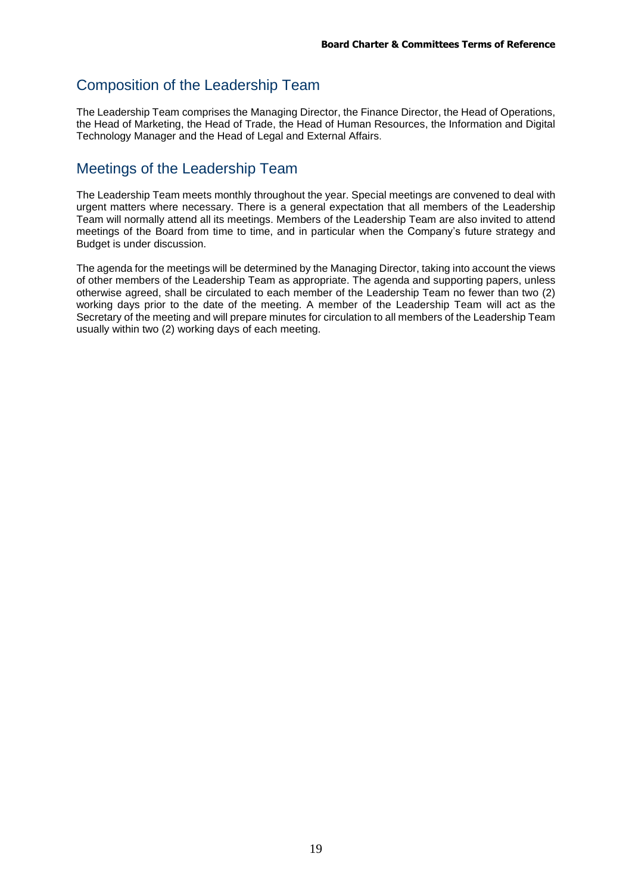## Composition of the Leadership Team

The Leadership Team comprises the Managing Director, the Finance Director, the Head of Operations, the Head of Marketing, the Head of Trade, the Head of Human Resources, the Information and Digital Technology Manager and the Head of Legal and External Affairs.

## Meetings of the Leadership Team

The Leadership Team meets monthly throughout the year. Special meetings are convened to deal with urgent matters where necessary. There is a general expectation that all members of the Leadership Team will normally attend all its meetings. Members of the Leadership Team are also invited to attend meetings of the Board from time to time, and in particular when the Company's future strategy and Budget is under discussion.

The agenda for the meetings will be determined by the Managing Director, taking into account the views of other members of the Leadership Team as appropriate. The agenda and supporting papers, unless otherwise agreed, shall be circulated to each member of the Leadership Team no fewer than two (2) working days prior to the date of the meeting. A member of the Leadership Team will act as the Secretary of the meeting and will prepare minutes for circulation to all members of the Leadership Team usually within two (2) working days of each meeting.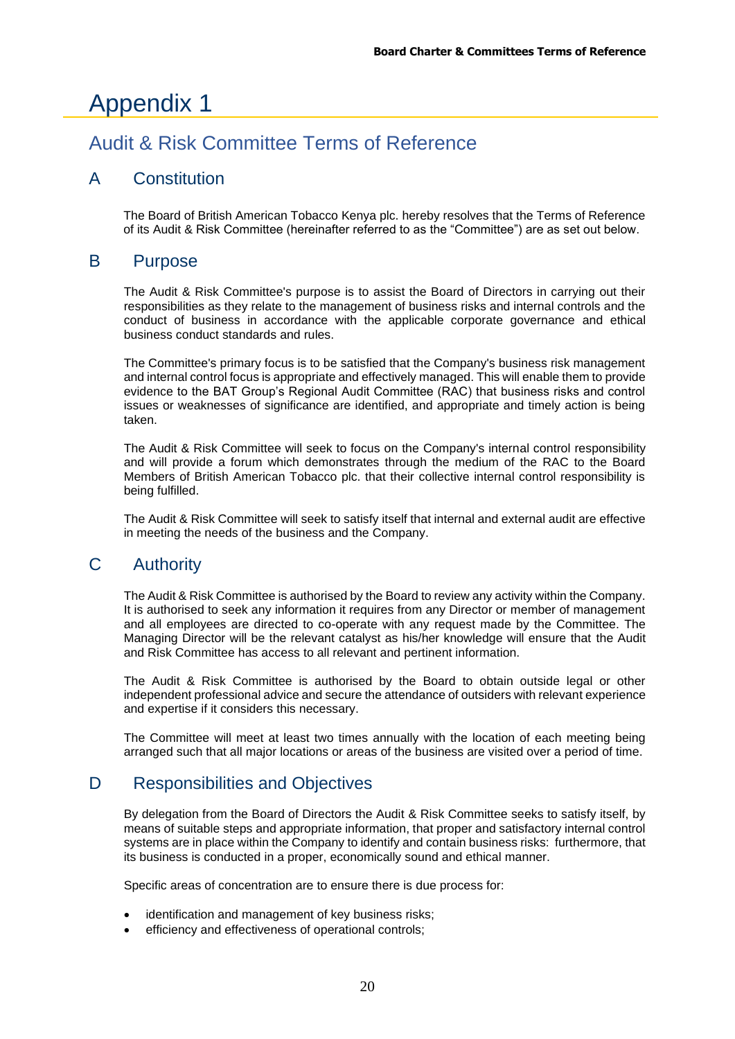# Appendix 1

## Audit & Risk Committee Terms of Reference

### A Constitution

The Board of British American Tobacco Kenya plc. hereby resolves that the Terms of Reference of its Audit & Risk Committee (hereinafter referred to as the "Committee") are as set out below.

### B Purpose

The Audit & Risk Committee's purpose is to assist the Board of Directors in carrying out their responsibilities as they relate to the management of business risks and internal controls and the conduct of business in accordance with the applicable corporate governance and ethical business conduct standards and rules.

The Committee's primary focus is to be satisfied that the Company's business risk management and internal control focus is appropriate and effectively managed. This will enable them to provide evidence to the BAT Group's Regional Audit Committee (RAC) that business risks and control issues or weaknesses of significance are identified, and appropriate and timely action is being taken.

The Audit & Risk Committee will seek to focus on the Company's internal control responsibility and will provide a forum which demonstrates through the medium of the RAC to the Board Members of British American Tobacco plc. that their collective internal control responsibility is being fulfilled.

The Audit & Risk Committee will seek to satisfy itself that internal and external audit are effective in meeting the needs of the business and the Company.

### C Authority

The Audit & Risk Committee is authorised by the Board to review any activity within the Company. It is authorised to seek any information it requires from any Director or member of management and all employees are directed to co-operate with any request made by the Committee. The Managing Director will be the relevant catalyst as his/her knowledge will ensure that the Audit and Risk Committee has access to all relevant and pertinent information.

The Audit & Risk Committee is authorised by the Board to obtain outside legal or other independent professional advice and secure the attendance of outsiders with relevant experience and expertise if it considers this necessary.

The Committee will meet at least two times annually with the location of each meeting being arranged such that all major locations or areas of the business are visited over a period of time.

### D Responsibilities and Objectives

By delegation from the Board of Directors the Audit & Risk Committee seeks to satisfy itself, by means of suitable steps and appropriate information, that proper and satisfactory internal control systems are in place within the Company to identify and contain business risks: furthermore, that its business is conducted in a proper, economically sound and ethical manner.

Specific areas of concentration are to ensure there is due process for:

- identification and management of key business risks;
- efficiency and effectiveness of operational controls;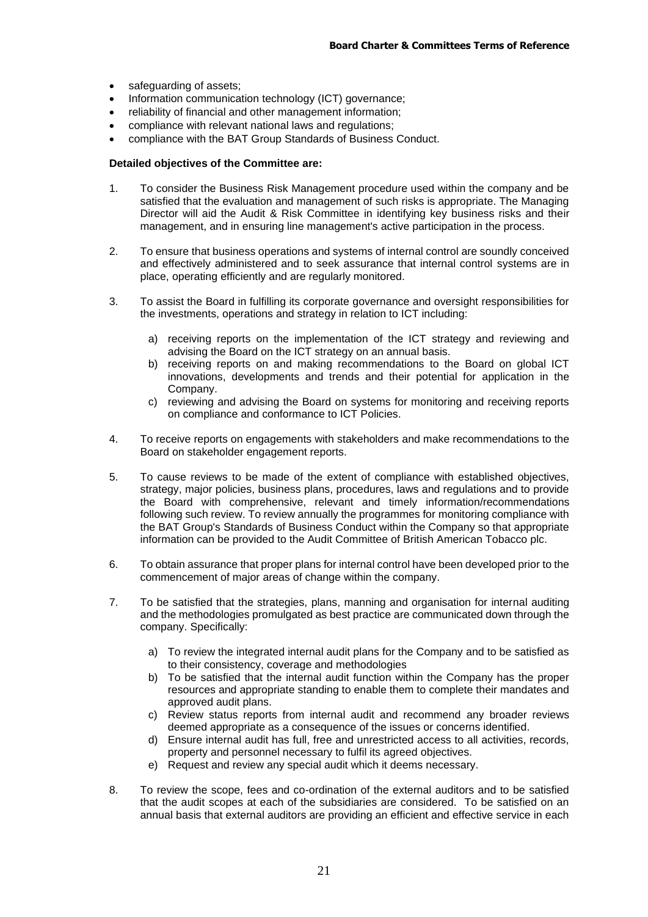- safeguarding of assets;
- Information communication technology (ICT) governance;
- reliability of financial and other management information;
- compliance with relevant national laws and regulations;
- compliance with the BAT Group Standards of Business Conduct.

**Detailed objectives of the Committee are:**

1. To consider the Business Risk Management procedure used within the company and be satisfied that the evaluation and management of such risks is appropriate. The Managing Director will aid the Audit & Risk Committee in identifying key business risks and their management, and in ensuring line management's active participation in the process.

2. To ensure that business operations and systems of internal control are soundly conceived and effectively administered and to seek assurance that internal control systems are in place, operating efficiently and are regularly monitored.

3. To assist the Board in fulfilling its corporate governance and oversight responsibilities for the investments, operations and strategy in relation to ICT including:

   a) receiving reports on the implementation of the ICT strategy and reviewing and advising the Board on the ICT strategy on an annual basis.
   b) receiving reports on and making recommendations to the Board on global ICT innovations, developments and trends and their potential for application in the Company.
   c) reviewing and advising the Board on systems for monitoring and receiving reports on compliance and conformance to ICT Policies.

4. To receive reports on engagements with stakeholders and make recommendations to the Board on stakeholder engagement reports.

5. To cause reviews to be made of the extent of compliance with established objectives, strategy, major policies, business plans, procedures, laws and regulations and to provide the Board with comprehensive, relevant and timely information/recommendations following such review. To review annually the programmes for monitoring compliance with the BAT Group's Standards of Business Conduct within the Company so that appropriate information can be provided to the Audit Committee of British American Tobacco plc.

6. To obtain assurance that proper plans for internal control have been developed prior to the commencement of major areas of change within the company.

7. To be satisfied that the strategies, plans, manning and organisation for internal auditing and the methodologies promulgated as best practice are communicated down through the company. Specifically:

   a) To review the integrated internal audit plans for the Company and to be satisfied as to their consistency, coverage and methodologies
   b) To be satisfied that the internal audit function within the Company has the proper resources and appropriate standing to enable them to complete their mandates and approved audit plans.
   c) Review status reports from internal audit and recommend any broader reviews deemed appropriate as a consequence of the issues or concerns identified.
   d) Ensure internal audit has full, free and unrestricted access to all activities, records, property and personnel necessary to fulfil its agreed objectives.
   e) Request and review any special audit which it deems necessary.

8. To review the scope, fees and co-ordination of the external auditors and to be satisfied that the audit scopes at each of the subsidiaries are considered. To be satisfied on an annual basis that external auditors are providing an efficient and effective service in each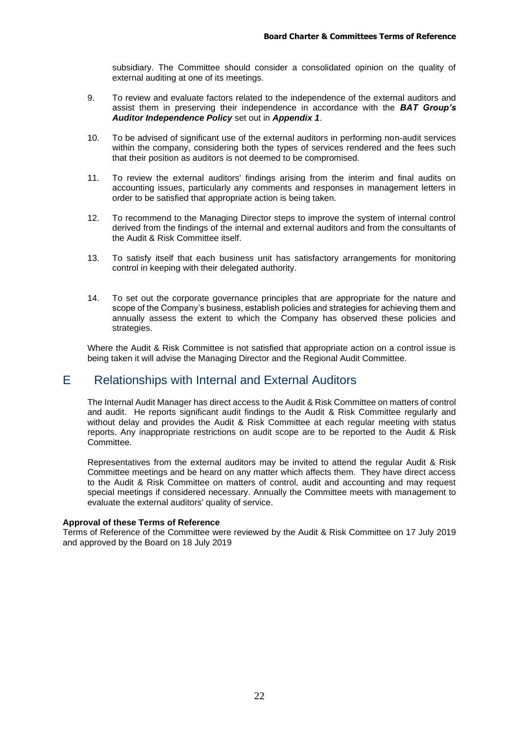subsidiary. The Committee should consider a consolidated opinion on the quality of external auditing at one of its meetings.

9. To review and evaluate factors related to the independence of the external auditors and assist them in preserving their independence in accordance with the ***BAT Group's Auditor Independence Policy*** set out in ***Appendix 1***.

10. To be advised of significant use of the external auditors in performing non-audit services within the company, considering both the types of services rendered and the fees such that their position as auditors is not deemed to be compromised.

11. To review the external auditors' findings arising from the interim and final audits on accounting issues, particularly any comments and responses in management letters in order to be satisfied that appropriate action is being taken.

12. To recommend to the Managing Director steps to improve the system of internal control derived from the findings of the internal and external auditors and from the consultants of the Audit & Risk Committee itself.

13. To satisfy itself that each business unit has satisfactory arrangements for monitoring control in keeping with their delegated authority.

14. To set out the corporate governance principles that are appropriate for the nature and scope of the Company's business, establish policies and strategies for achieving them and annually assess the extent to which the Company has observed these policies and strategies.

Where the Audit & Risk Committee is not satisfied that appropriate action on a control issue is being taken it will advise the Managing Director and the Regional Audit Committee.

## E Relationships with Internal and External Auditors

The Internal Audit Manager has direct access to the Audit & Risk Committee on matters of control and audit. He reports significant audit findings to the Audit & Risk Committee regularly and without delay and provides the Audit & Risk Committee at each regular meeting with status reports. Any inappropriate restrictions on audit scope are to be reported to the Audit & Risk Committee.

Representatives from the external auditors may be invited to attend the regular Audit & Risk Committee meetings and be heard on any matter which affects them. They have direct access to the Audit & Risk Committee on matters of control, audit and accounting and may request special meetings if considered necessary. Annually the Committee meets with management to evaluate the external auditors' quality of service.

**Approval of these Terms of Reference**

Terms of Reference of the Committee were reviewed by the Audit & Risk Committee on 17 July 2019 and approved by the Board on 18 July 2019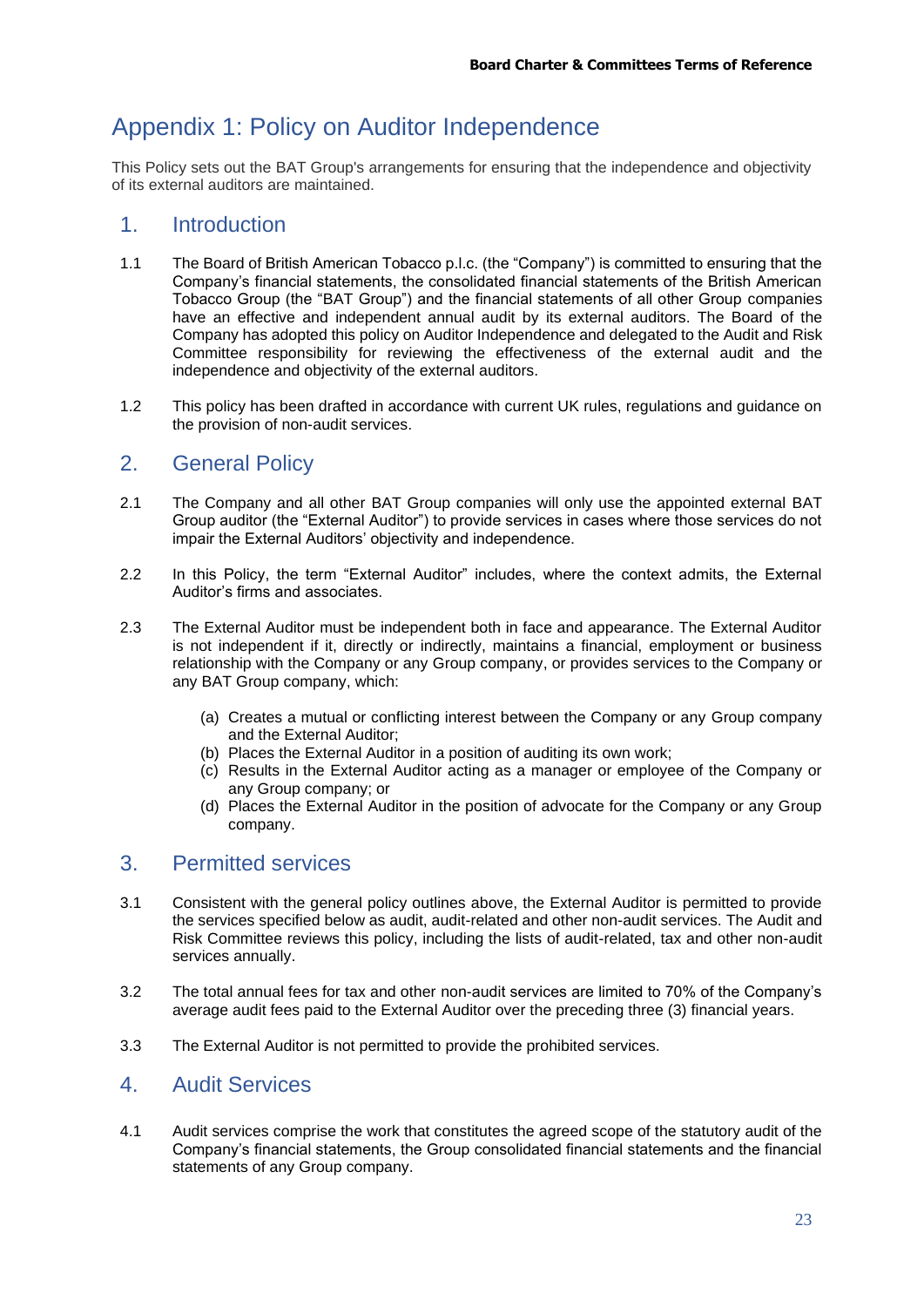# Appendix 1: Policy on Auditor Independence

This Policy sets out the BAT Group's arrangements for ensuring that the independence and objectivity of its external auditors are maintained.

## 1. Introduction

1.1 The Board of British American Tobacco p.l.c. (the "Company") is committed to ensuring that the Company's financial statements, the consolidated financial statements of the British American Tobacco Group (the "BAT Group") and the financial statements of all other Group companies have an effective and independent annual audit by its external auditors. The Board of the Company has adopted this policy on Auditor Independence and delegated to the Audit and Risk Committee responsibility for reviewing the effectiveness of the external audit and the independence and objectivity of the external auditors.

1.2 This policy has been drafted in accordance with current UK rules, regulations and guidance on the provision of non-audit services.

## 2. General Policy

2.1 The Company and all other BAT Group companies will only use the appointed external BAT Group auditor (the "External Auditor") to provide services in cases where those services do not impair the External Auditors' objectivity and independence.

2.2 In this Policy, the term "External Auditor" includes, where the context admits, the External Auditor's firms and associates.

2.3 The External Auditor must be independent both in face and appearance. The External Auditor is not independent if it, directly or indirectly, maintains a financial, employment or business relationship with the Company or any Group company, or provides services to the Company or any BAT Group company, which:

(a) Creates a mutual or conflicting interest between the Company or any Group company and the External Auditor;
(b) Places the External Auditor in a position of auditing its own work;
(c) Results in the External Auditor acting as a manager or employee of the Company or any Group company; or
(d) Places the External Auditor in the position of advocate for the Company or any Group company.

## 3. Permitted services

3.1 Consistent with the general policy outlines above, the External Auditor is permitted to provide the services specified below as audit, audit-related and other non-audit services. The Audit and Risk Committee reviews this policy, including the lists of audit-related, tax and other non-audit services annually.

3.2 The total annual fees for tax and other non-audit services are limited to 70% of the Company's average audit fees paid to the External Auditor over the preceding three (3) financial years.

3.3 The External Auditor is not permitted to provide the prohibited services.

## 4. Audit Services

4.1 Audit services comprise the work that constitutes the agreed scope of the statutory audit of the Company's financial statements, the Group consolidated financial statements and the financial statements of any Group company.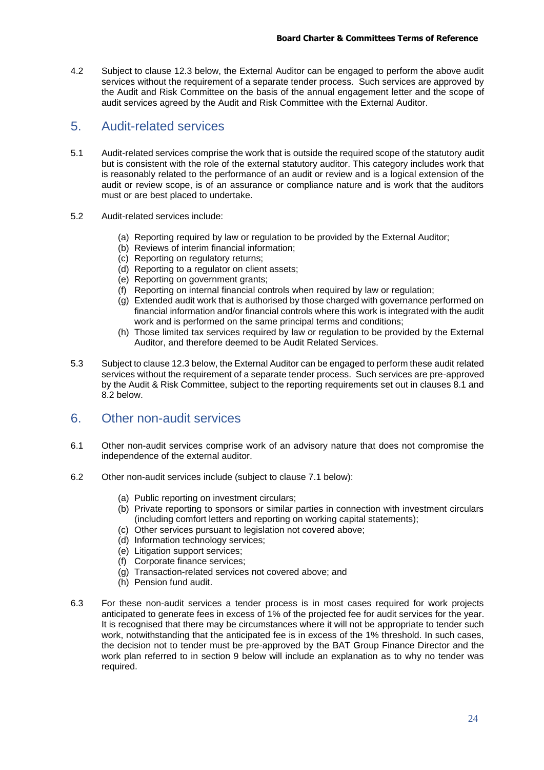4.2 Subject to clause 12.3 below, the External Auditor can be engaged to perform the above audit services without the requirement of a separate tender process. Such services are approved by the Audit and Risk Committee on the basis of the annual engagement letter and the scope of audit services agreed by the Audit and Risk Committee with the External Auditor.

## 5. Audit-related services

5.1 Audit-related services comprise the work that is outside the required scope of the statutory audit but is consistent with the role of the external statutory auditor. This category includes work that is reasonably related to the performance of an audit or review and is a logical extension of the audit or review scope, is of an assurance or compliance nature and is work that the auditors must or are best placed to undertake.

5.2 Audit-related services include:

(a) Reporting required by law or regulation to be provided by the External Auditor;
(b) Reviews of interim financial information;
(c) Reporting on regulatory returns;
(d) Reporting to a regulator on client assets;
(e) Reporting on government grants;
(f) Reporting on internal financial controls when required by law or regulation;
(g) Extended audit work that is authorised by those charged with governance performed on financial information and/or financial controls where this work is integrated with the audit work and is performed on the same principal terms and conditions;
(h) Those limited tax services required by law or regulation to be provided by the External Auditor, and therefore deemed to be Audit Related Services.

5.3 Subject to clause 12.3 below, the External Auditor can be engaged to perform these audit related services without the requirement of a separate tender process. Such services are pre-approved by the Audit & Risk Committee, subject to the reporting requirements set out in clauses 8.1 and 8.2 below.

## 6. Other non-audit services

6.1 Other non-audit services comprise work of an advisory nature that does not compromise the independence of the external auditor.

6.2 Other non-audit services include (subject to clause 7.1 below):

(a) Public reporting on investment circulars;
(b) Private reporting to sponsors or similar parties in connection with investment circulars (including comfort letters and reporting on working capital statements);
(c) Other services pursuant to legislation not covered above;
(d) Information technology services;
(e) Litigation support services;
(f) Corporate finance services;
(g) Transaction-related services not covered above; and
(h) Pension fund audit.

6.3 For these non-audit services a tender process is in most cases required for work projects anticipated to generate fees in excess of 1% of the projected fee for audit services for the year. It is recognised that there may be circumstances where it will not be appropriate to tender such work, notwithstanding that the anticipated fee is in excess of the 1% threshold. In such cases, the decision not to tender must be pre-approved by the BAT Group Finance Director and the work plan referred to in section 9 below will include an explanation as to why no tender was required.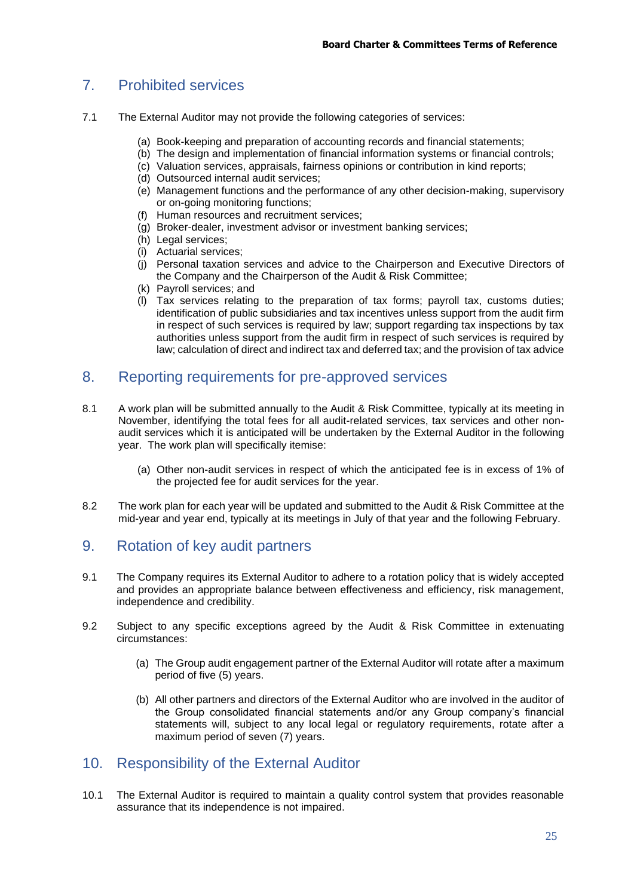## 7. Prohibited services

7.1 The External Auditor may not provide the following categories of services:

(a) Book-keeping and preparation of accounting records and financial statements;
(b) The design and implementation of financial information systems or financial controls;
(c) Valuation services, appraisals, fairness opinions or contribution in kind reports;
(d) Outsourced internal audit services;
(e) Management functions and the performance of any other decision-making, supervisory or on-going monitoring functions;
(f) Human resources and recruitment services;
(g) Broker-dealer, investment advisor or investment banking services;
(h) Legal services;
(i) Actuarial services;
(j) Personal taxation services and advice to the Chairperson and Executive Directors of the Company and the Chairperson of the Audit & Risk Committee;
(k) Payroll services; and
(l) Tax services relating to the preparation of tax forms; payroll tax, customs duties; identification of public subsidiaries and tax incentives unless support from the audit firm in respect of such services is required by law; support regarding tax inspections by tax authorities unless support from the audit firm in respect of such services is required by law; calculation of direct and indirect tax and deferred tax; and the provision of tax advice

## 8. Reporting requirements for pre-approved services

8.1 A work plan will be submitted annually to the Audit & Risk Committee, typically at its meeting in November, identifying the total fees for all audit-related services, tax services and other non-audit services which it is anticipated will be undertaken by the External Auditor in the following year. The work plan will specifically itemise:

(a) Other non-audit services in respect of which the anticipated fee is in excess of 1% of the projected fee for audit services for the year.

8.2 The work plan for each year will be updated and submitted to the Audit & Risk Committee at the mid-year and year end, typically at its meetings in July of that year and the following February.

## 9. Rotation of key audit partners

9.1 The Company requires its External Auditor to adhere to a rotation policy that is widely accepted and provides an appropriate balance between effectiveness and efficiency, risk management, independence and credibility.

9.2 Subject to any specific exceptions agreed by the Audit & Risk Committee in extenuating circumstances:

(a) The Group audit engagement partner of the External Auditor will rotate after a maximum period of five (5) years.

(b) All other partners and directors of the External Auditor who are involved in the auditor of the Group consolidated financial statements and/or any Group company's financial statements will, subject to any local legal or regulatory requirements, rotate after a maximum period of seven (7) years.

## 10. Responsibility of the External Auditor

10.1 The External Auditor is required to maintain a quality control system that provides reasonable assurance that its independence is not impaired.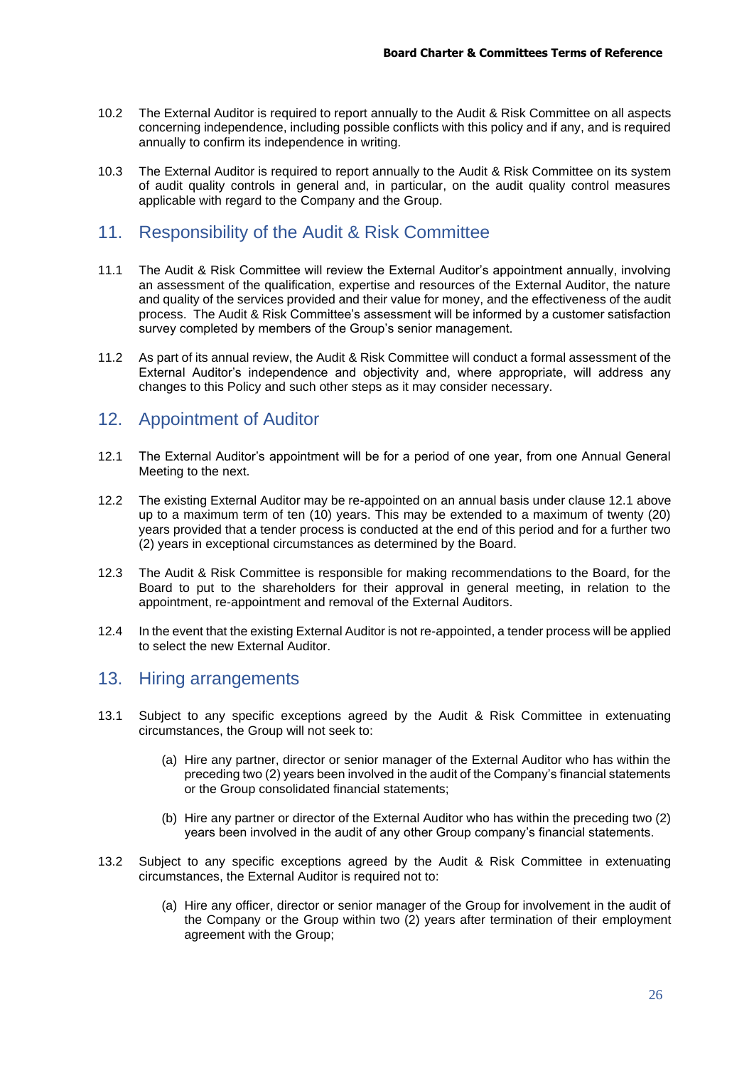10.2 The External Auditor is required to report annually to the Audit & Risk Committee on all aspects concerning independence, including possible conflicts with this policy and if any, and is required annually to confirm its independence in writing.

10.3 The External Auditor is required to report annually to the Audit & Risk Committee on its system of audit quality controls in general and, in particular, on the audit quality control measures applicable with regard to the Company and the Group.

## 11. Responsibility of the Audit & Risk Committee

11.1 The Audit & Risk Committee will review the External Auditor's appointment annually, involving an assessment of the qualification, expertise and resources of the External Auditor, the nature and quality of the services provided and their value for money, and the effectiveness of the audit process. The Audit & Risk Committee's assessment will be informed by a customer satisfaction survey completed by members of the Group's senior management.

11.2 As part of its annual review, the Audit & Risk Committee will conduct a formal assessment of the External Auditor's independence and objectivity and, where appropriate, will address any changes to this Policy and such other steps as it may consider necessary.

## 12. Appointment of Auditor

12.1 The External Auditor's appointment will be for a period of one year, from one Annual General Meeting to the next.

12.2 The existing External Auditor may be re-appointed on an annual basis under clause 12.1 above up to a maximum term of ten (10) years. This may be extended to a maximum of twenty (20) years provided that a tender process is conducted at the end of this period and for a further two (2) years in exceptional circumstances as determined by the Board.

12.3 The Audit & Risk Committee is responsible for making recommendations to the Board, for the Board to put to the shareholders for their approval in general meeting, in relation to the appointment, re-appointment and removal of the External Auditors.

12.4 In the event that the existing External Auditor is not re-appointed, a tender process will be applied to select the new External Auditor.

## 13. Hiring arrangements

13.1 Subject to any specific exceptions agreed by the Audit & Risk Committee in extenuating circumstances, the Group will not seek to:

(a) Hire any partner, director or senior manager of the External Auditor who has within the preceding two (2) years been involved in the audit of the Company's financial statements or the Group consolidated financial statements;

(b) Hire any partner or director of the External Auditor who has within the preceding two (2) years been involved in the audit of any other Group company's financial statements.

13.2 Subject to any specific exceptions agreed by the Audit & Risk Committee in extenuating circumstances, the External Auditor is required not to:

(a) Hire any officer, director or senior manager of the Group for involvement in the audit of the Company or the Group within two (2) years after termination of their employment agreement with the Group;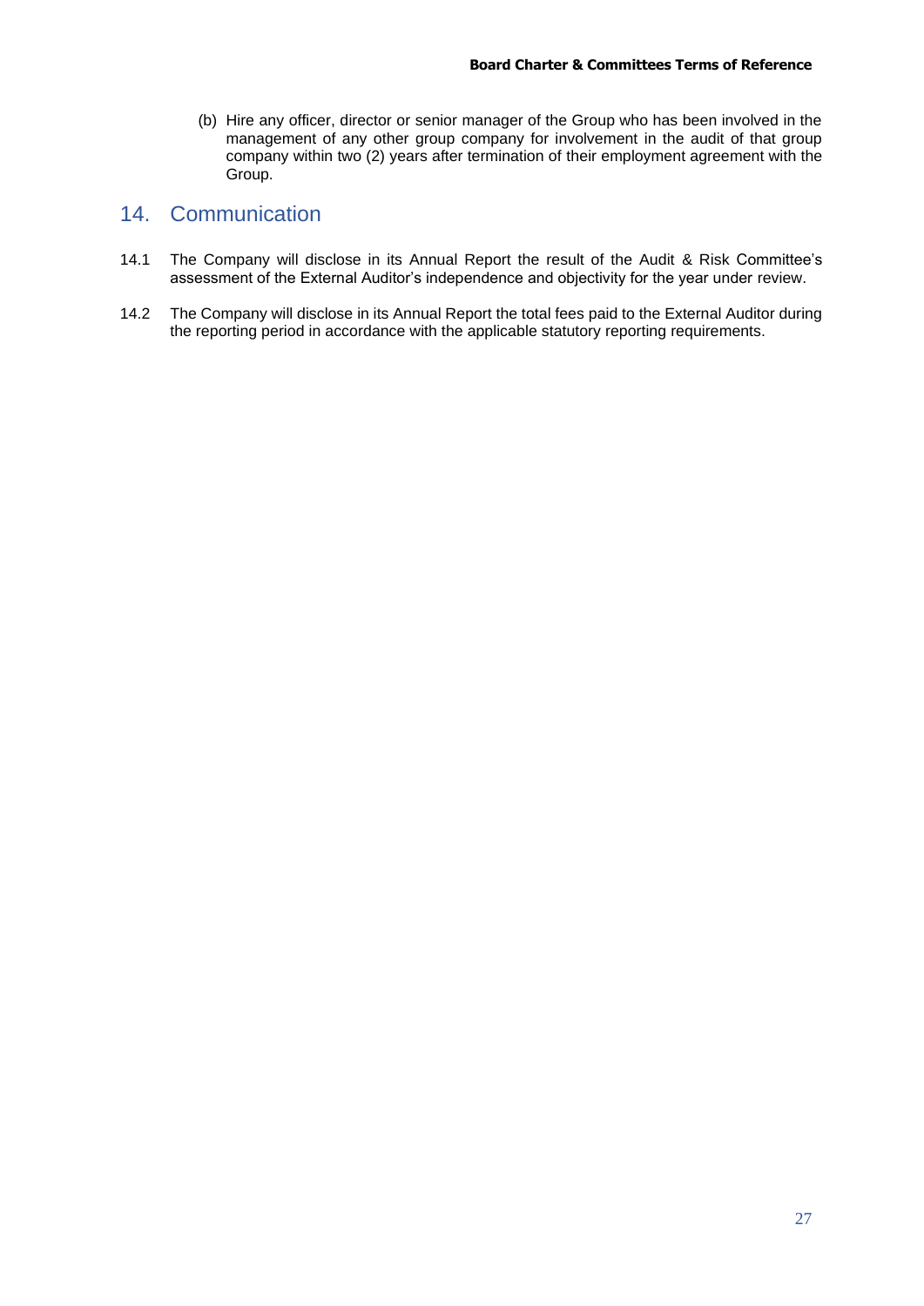(b) Hire any officer, director or senior manager of the Group who has been involved in the management of any other group company for involvement in the audit of that group company within two (2) years after termination of their employment agreement with the Group.

## 14. Communication

14.1 The Company will disclose in its Annual Report the result of the Audit & Risk Committee's assessment of the External Auditor's independence and objectivity for the year under review.

14.2 The Company will disclose in its Annual Report the total fees paid to the External Auditor during the reporting period in accordance with the applicable statutory reporting requirements.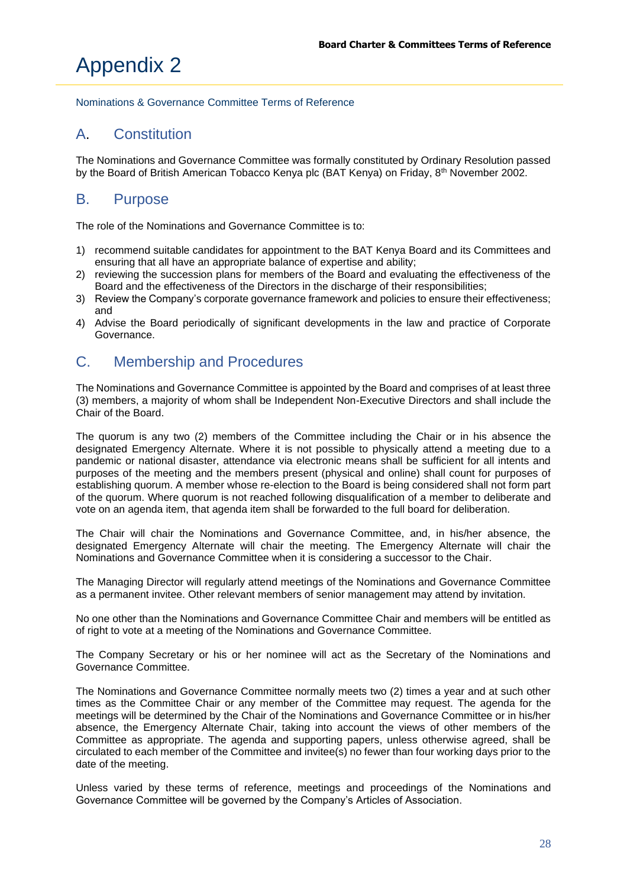# Appendix 2

Nominations & Governance Committee Terms of Reference

## A. Constitution

The Nominations and Governance Committee was formally constituted by Ordinary Resolution passed by the Board of British American Tobacco Kenya plc (BAT Kenya) on Friday, 8th November 2002.

## B. Purpose

The role of the Nominations and Governance Committee is to:

1) recommend suitable candidates for appointment to the BAT Kenya Board and its Committees and ensuring that all have an appropriate balance of expertise and ability;
2) reviewing the succession plans for members of the Board and evaluating the effectiveness of the Board and the effectiveness of the Directors in the discharge of their responsibilities;
3) Review the Company's corporate governance framework and policies to ensure their effectiveness; and
4) Advise the Board periodically of significant developments in the law and practice of Corporate Governance.

## C. Membership and Procedures

The Nominations and Governance Committee is appointed by the Board and comprises of at least three (3) members, a majority of whom shall be Independent Non-Executive Directors and shall include the Chair of the Board.

The quorum is any two (2) members of the Committee including the Chair or in his absence the designated Emergency Alternate. Where it is not possible to physically attend a meeting due to a pandemic or national disaster, attendance via electronic means shall be sufficient for all intents and purposes of the meeting and the members present (physical and online) shall count for purposes of establishing quorum. A member whose re-election to the Board is being considered shall not form part of the quorum. Where quorum is not reached following disqualification of a member to deliberate and vote on an agenda item, that agenda item shall be forwarded to the full board for deliberation.

The Chair will chair the Nominations and Governance Committee, and, in his/her absence, the designated Emergency Alternate will chair the meeting. The Emergency Alternate will chair the Nominations and Governance Committee when it is considering a successor to the Chair.

The Managing Director will regularly attend meetings of the Nominations and Governance Committee as a permanent invitee. Other relevant members of senior management may attend by invitation.

No one other than the Nominations and Governance Committee Chair and members will be entitled as of right to vote at a meeting of the Nominations and Governance Committee.

The Company Secretary or his or her nominee will act as the Secretary of the Nominations and Governance Committee.

The Nominations and Governance Committee normally meets two (2) times a year and at such other times as the Committee Chair or any member of the Committee may request. The agenda for the meetings will be determined by the Chair of the Nominations and Governance Committee or in his/her absence, the Emergency Alternate Chair, taking into account the views of other members of the Committee as appropriate. The agenda and supporting papers, unless otherwise agreed, shall be circulated to each member of the Committee and invitee(s) no fewer than four working days prior to the date of the meeting.

Unless varied by these terms of reference, meetings and proceedings of the Nominations and Governance Committee will be governed by the Company's Articles of Association.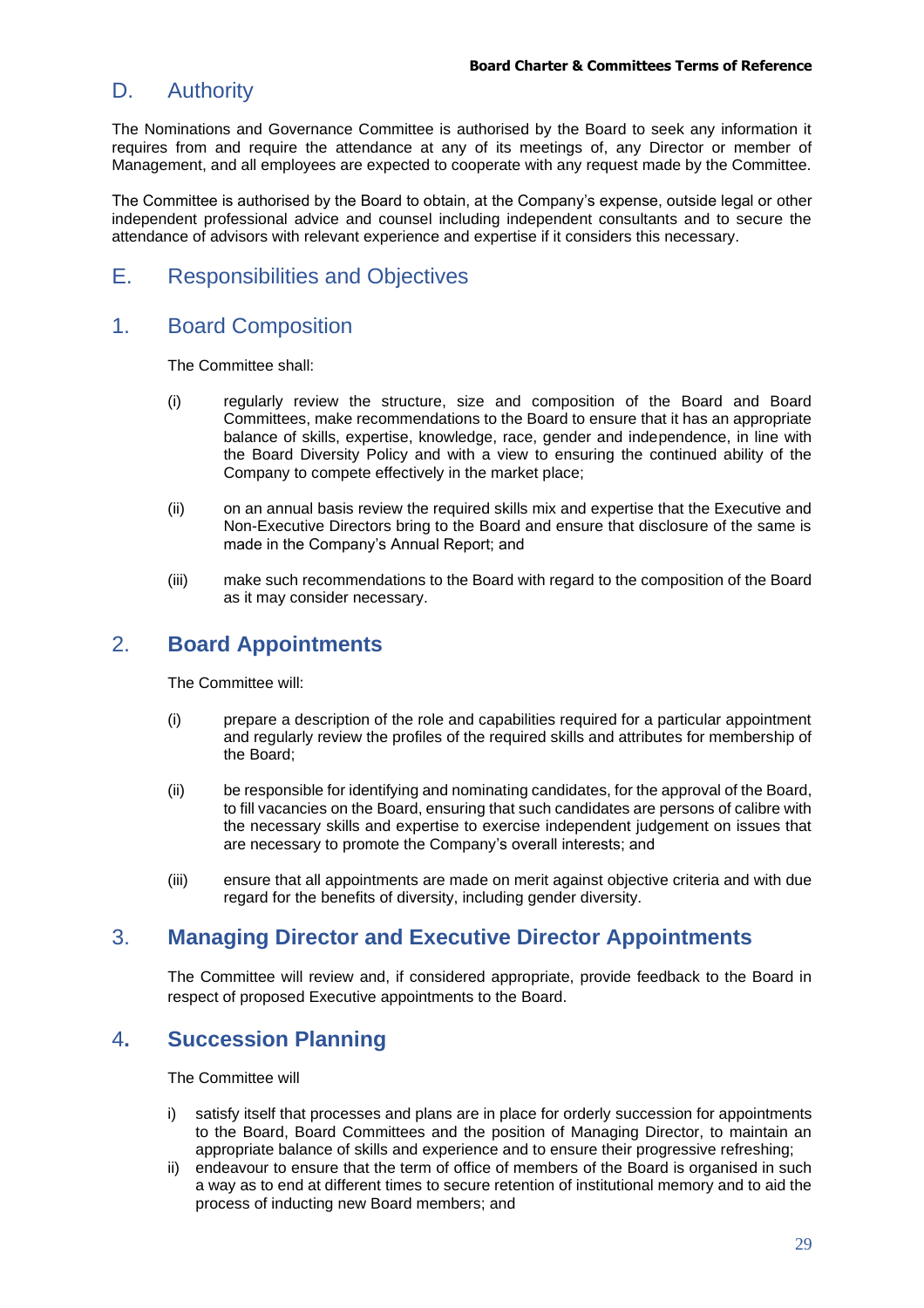## D. Authority

The Nominations and Governance Committee is authorised by the Board to seek any information it requires from and require the attendance at any of its meetings of, any Director or member of Management, and all employees are expected to cooperate with any request made by the Committee.

The Committee is authorised by the Board to obtain, at the Company's expense, outside legal or other independent professional advice and counsel including independent consultants and to secure the attendance of advisors with relevant experience and expertise if it considers this necessary.

## E. Responsibilities and Objectives

## 1. Board Composition

The Committee shall:

(i) regularly review the structure, size and composition of the Board and Board Committees, make recommendations to the Board to ensure that it has an appropriate balance of skills, expertise, knowledge, race, gender and independence, in line with the Board Diversity Policy and with a view to ensuring the continued ability of the Company to compete effectively in the market place;

(ii) on an annual basis review the required skills mix and expertise that the Executive and Non-Executive Directors bring to the Board and ensure that disclosure of the same is made in the Company's Annual Report; and

(iii) make such recommendations to the Board with regard to the composition of the Board as it may consider necessary.

## 2. **Board Appointments**

The Committee will:

(i) prepare a description of the role and capabilities required for a particular appointment and regularly review the profiles of the required skills and attributes for membership of the Board;

(ii) be responsible for identifying and nominating candidates, for the approval of the Board, to fill vacancies on the Board, ensuring that such candidates are persons of calibre with the necessary skills and expertise to exercise independent judgement on issues that are necessary to promote the Company's overall interests; and

(iii) ensure that all appointments are made on merit against objective criteria and with due regard for the benefits of diversity, including gender diversity.

## 3. **Managing Director and Executive Director Appointments**

The Committee will review and, if considered appropriate, provide feedback to the Board in respect of proposed Executive appointments to the Board.

## 4. **Succession Planning**

The Committee will

i) satisfy itself that processes and plans are in place for orderly succession for appointments to the Board, Board Committees and the position of Managing Director, to maintain an appropriate balance of skills and experience and to ensure their progressive refreshing;

ii) endeavour to ensure that the term of office of members of the Board is organised in such a way as to end at different times to secure retention of institutional memory and to aid the process of inducting new Board members; and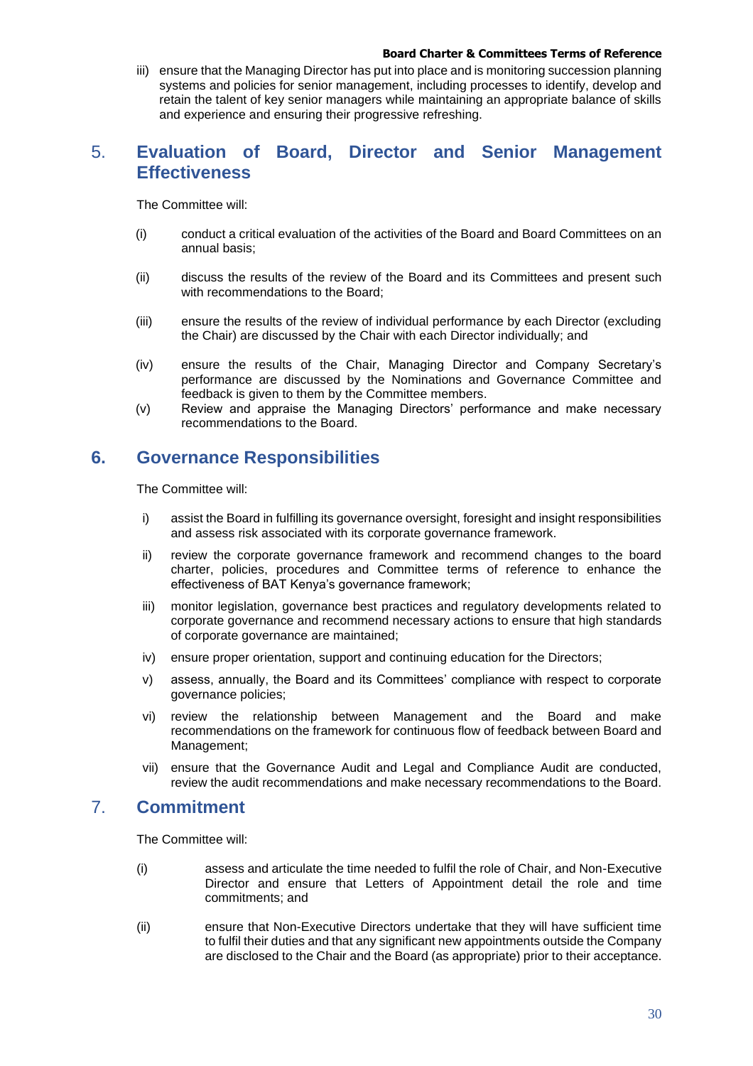iii) ensure that the Managing Director has put into place and is monitoring succession planning systems and policies for senior management, including processes to identify, develop and retain the talent of key senior managers while maintaining an appropriate balance of skills and experience and ensuring their progressive refreshing.

## 5. Evaluation of Board, Director and Senior Management Effectiveness

The Committee will:

(i) conduct a critical evaluation of the activities of the Board and Board Committees on an annual basis;

(ii) discuss the results of the review of the Board and its Committees and present such with recommendations to the Board;

(iii) ensure the results of the review of individual performance by each Director (excluding the Chair) are discussed by the Chair with each Director individually; and

(iv) ensure the results of the Chair, Managing Director and Company Secretary's performance are discussed by the Nominations and Governance Committee and feedback is given to them by the Committee members.

(v) Review and appraise the Managing Directors' performance and make necessary recommendations to the Board.

## 6. Governance Responsibilities

The Committee will:

i) assist the Board in fulfilling its governance oversight, foresight and insight responsibilities and assess risk associated with its corporate governance framework.

ii) review the corporate governance framework and recommend changes to the board charter, policies, procedures and Committee terms of reference to enhance the effectiveness of BAT Kenya's governance framework;

iii) monitor legislation, governance best practices and regulatory developments related to corporate governance and recommend necessary actions to ensure that high standards of corporate governance are maintained;

iv) ensure proper orientation, support and continuing education for the Directors;

v) assess, annually, the Board and its Committees' compliance with respect to corporate governance policies;

vi) review the relationship between Management and the Board and make recommendations on the framework for continuous flow of feedback between Board and Management;

vii) ensure that the Governance Audit and Legal and Compliance Audit are conducted, review the audit recommendations and make necessary recommendations to the Board.

## 7. Commitment

The Committee will:

(i) assess and articulate the time needed to fulfil the role of Chair, and Non-Executive Director and ensure that Letters of Appointment detail the role and time commitments; and

(ii) ensure that Non-Executive Directors undertake that they will have sufficient time to fulfil their duties and that any significant new appointments outside the Company are disclosed to the Chair and the Board (as appropriate) prior to their acceptance.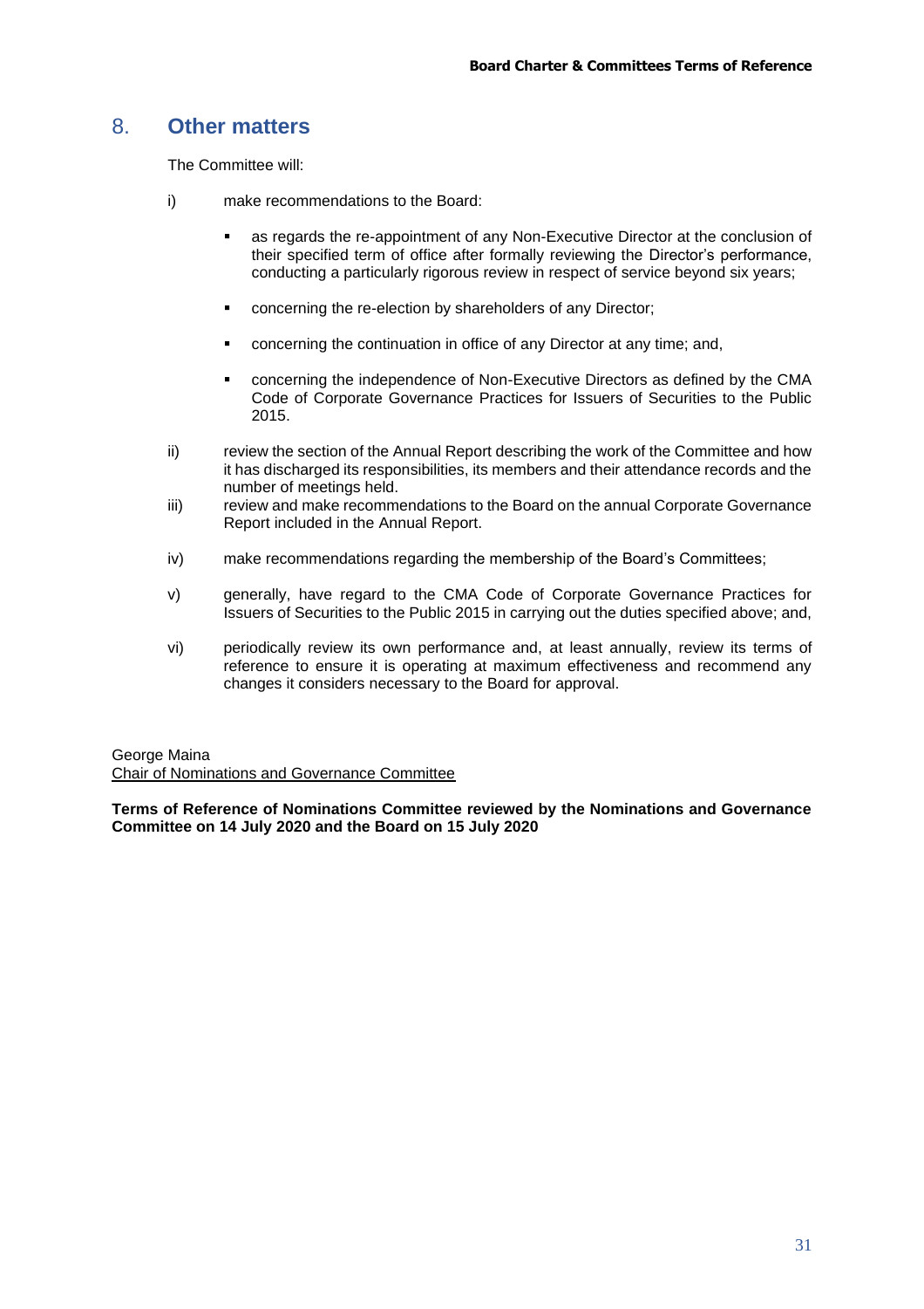## 8. Other matters

The Committee will:

i) make recommendations to the Board:

- as regards the re-appointment of any Non-Executive Director at the conclusion of their specified term of office after formally reviewing the Director's performance, conducting a particularly rigorous review in respect of service beyond six years;
- concerning the re-election by shareholders of any Director;
- concerning the continuation in office of any Director at any time; and,
- concerning the independence of Non-Executive Directors as defined by the CMA Code of Corporate Governance Practices for Issuers of Securities to the Public 2015.

ii) review the section of the Annual Report describing the work of the Committee and how it has discharged its responsibilities, its members and their attendance records and the number of meetings held.

iii) review and make recommendations to the Board on the annual Corporate Governance Report included in the Annual Report.

iv) make recommendations regarding the membership of the Board's Committees;

v) generally, have regard to the CMA Code of Corporate Governance Practices for Issuers of Securities to the Public 2015 in carrying out the duties specified above; and,

vi) periodically review its own performance and, at least annually, review its terms of reference to ensure it is operating at maximum effectiveness and recommend any changes it considers necessary to the Board for approval.

George Maina
Chair of Nominations and Governance Committee

**Terms of Reference of Nominations Committee reviewed by the Nominations and Governance Committee on 14 July 2020 and the Board on 15 July 2020**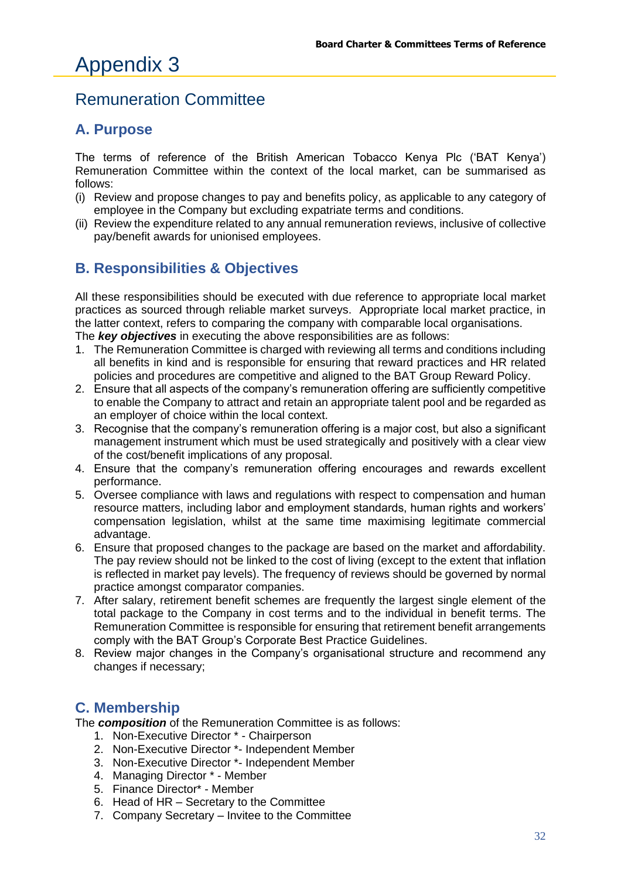# Appendix 3

## Remuneration Committee

### A. Purpose

The terms of reference of the British American Tobacco Kenya Plc ('BAT Kenya') Remuneration Committee within the context of the local market, can be summarised as follows:

(i) Review and propose changes to pay and benefits policy, as applicable to any category of employee in the Company but excluding expatriate terms and conditions.

(ii) Review the expenditure related to any annual remuneration reviews, inclusive of collective pay/benefit awards for unionised employees.

### B. Responsibilities & Objectives

All these responsibilities should be executed with due reference to appropriate local market practices as sourced through reliable market surveys. Appropriate local market practice, in the latter context, refers to comparing the company with comparable local organisations.
The ***key objectives*** in executing the above responsibilities are as follows:

1. The Remuneration Committee is charged with reviewing all terms and conditions including all benefits in kind and is responsible for ensuring that reward practices and HR related policies and procedures are competitive and aligned to the BAT Group Reward Policy.
2. Ensure that all aspects of the company's remuneration offering are sufficiently competitive to enable the Company to attract and retain an appropriate talent pool and be regarded as an employer of choice within the local context.
3. Recognise that the company's remuneration offering is a major cost, but also a significant management instrument which must be used strategically and positively with a clear view of the cost/benefit implications of any proposal.
4. Ensure that the company's remuneration offering encourages and rewards excellent performance.
5. Oversee compliance with laws and regulations with respect to compensation and human resource matters, including labor and employment standards, human rights and workers' compensation legislation, whilst at the same time maximising legitimate commercial advantage.
6. Ensure that proposed changes to the package are based on the market and affordability. The pay review should not be linked to the cost of living (except to the extent that inflation is reflected in market pay levels). The frequency of reviews should be governed by normal practice amongst comparator companies.
7. After salary, retirement benefit schemes are frequently the largest single element of the total package to the Company in cost terms and to the individual in benefit terms. The Remuneration Committee is responsible for ensuring that retirement benefit arrangements comply with the BAT Group's Corporate Best Practice Guidelines.
8. Review major changes in the Company's organisational structure and recommend any changes if necessary;

### C. Membership

The ***composition*** of the Remuneration Committee is as follows:

1. Non-Executive Director * - Chairperson
2. Non-Executive Director *- Independent Member
3. Non-Executive Director *- Independent Member
4. Managing Director * - Member
5. Finance Director* - Member
6. Head of HR – Secretary to the Committee
7. Company Secretary – Invitee to the Committee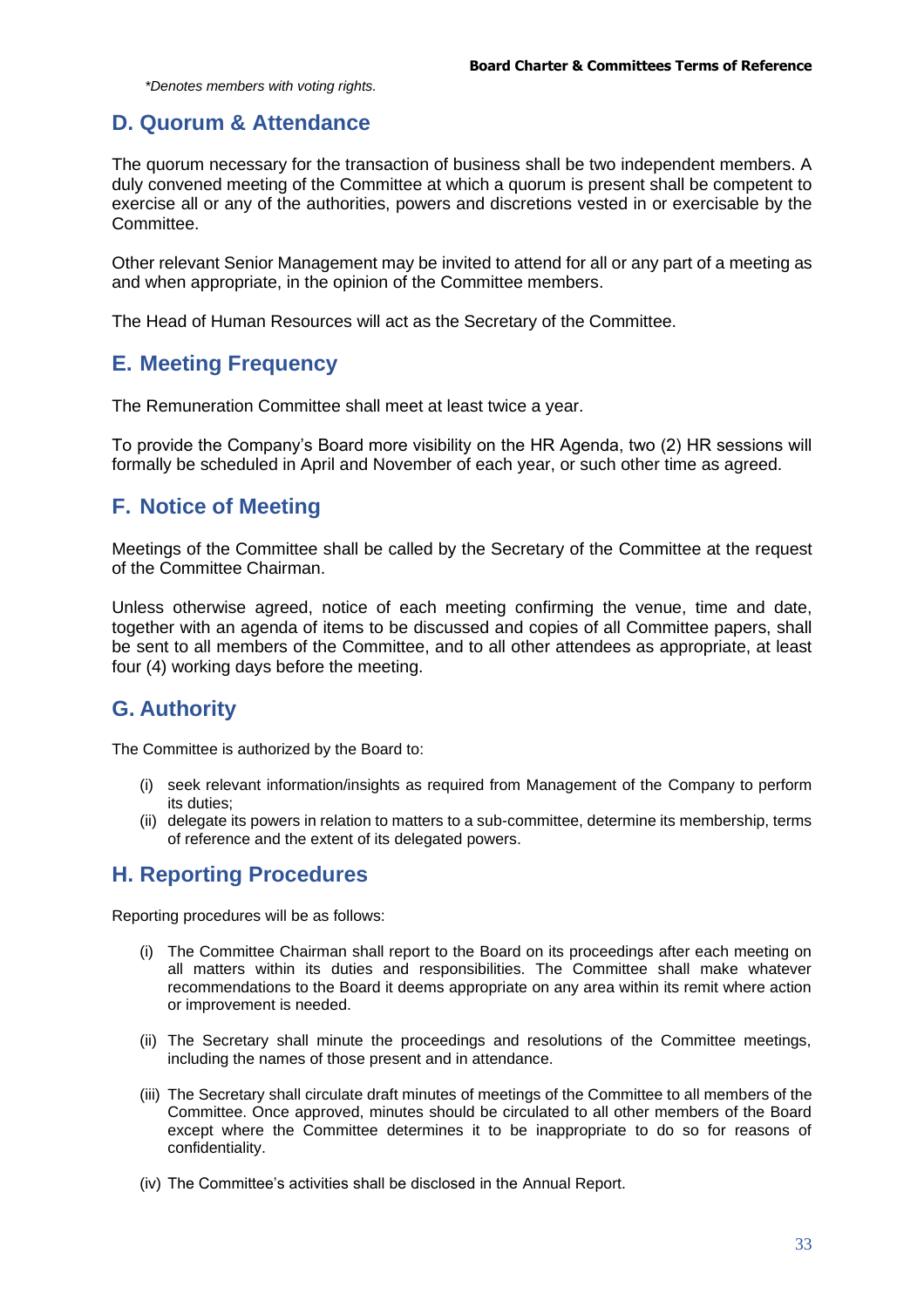*\*Denotes members with voting rights.*

## D. Quorum & Attendance

The quorum necessary for the transaction of business shall be two independent members. A duly convened meeting of the Committee at which a quorum is present shall be competent to exercise all or any of the authorities, powers and discretions vested in or exercisable by the Committee.

Other relevant Senior Management may be invited to attend for all or any part of a meeting as and when appropriate, in the opinion of the Committee members.

The Head of Human Resources will act as the Secretary of the Committee.

## E. Meeting Frequency

The Remuneration Committee shall meet at least twice a year.

To provide the Company's Board more visibility on the HR Agenda, two (2) HR sessions will formally be scheduled in April and November of each year, or such other time as agreed.

## F. Notice of Meeting

Meetings of the Committee shall be called by the Secretary of the Committee at the request of the Committee Chairman.

Unless otherwise agreed, notice of each meeting confirming the venue, time and date, together with an agenda of items to be discussed and copies of all Committee papers, shall be sent to all members of the Committee, and to all other attendees as appropriate, at least four (4) working days before the meeting.

## G. Authority

The Committee is authorized by the Board to:

(i) seek relevant information/insights as required from Management of the Company to perform its duties;
(ii) delegate its powers in relation to matters to a sub-committee, determine its membership, terms of reference and the extent of its delegated powers.

## H. Reporting Procedures

Reporting procedures will be as follows:

(i) The Committee Chairman shall report to the Board on its proceedings after each meeting on all matters within its duties and responsibilities. The Committee shall make whatever recommendations to the Board it deems appropriate on any area within its remit where action or improvement is needed.

(ii) The Secretary shall minute the proceedings and resolutions of the Committee meetings, including the names of those present and in attendance.

(iii) The Secretary shall circulate draft minutes of meetings of the Committee to all members of the Committee. Once approved, minutes should be circulated to all other members of the Board except where the Committee determines it to be inappropriate to do so for reasons of confidentiality.

(iv) The Committee's activities shall be disclosed in the Annual Report.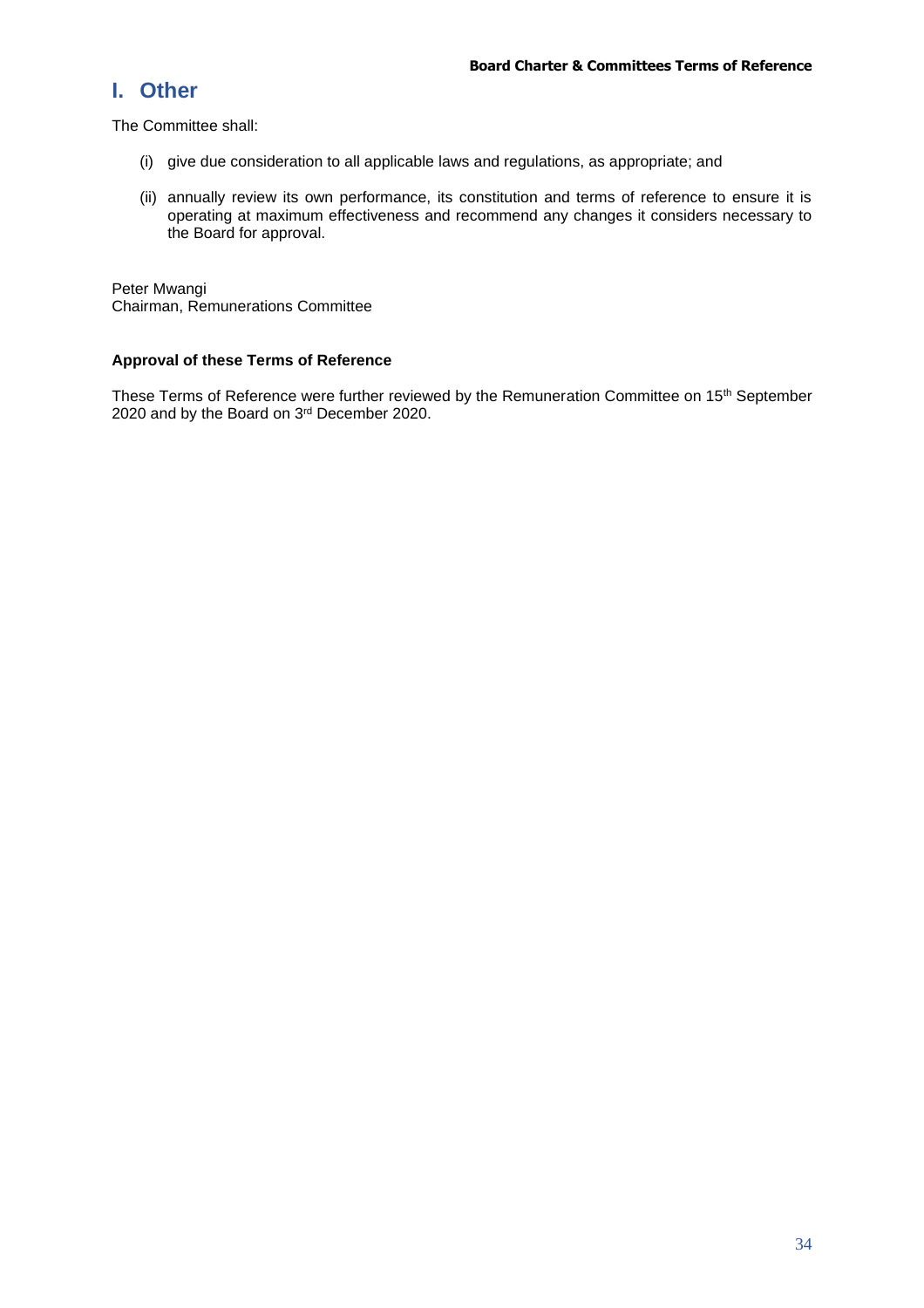## I. Other

The Committee shall:

(i) give due consideration to all applicable laws and regulations, as appropriate; and

(ii) annually review its own performance, its constitution and terms of reference to ensure it is operating at maximum effectiveness and recommend any changes it considers necessary to the Board for approval.

Peter Mwangi
Chairman, Remunerations Committee

**Approval of these Terms of Reference**

These Terms of Reference were further reviewed by the Remuneration Committee on 15th September 2020 and by the Board on 3rd December 2020.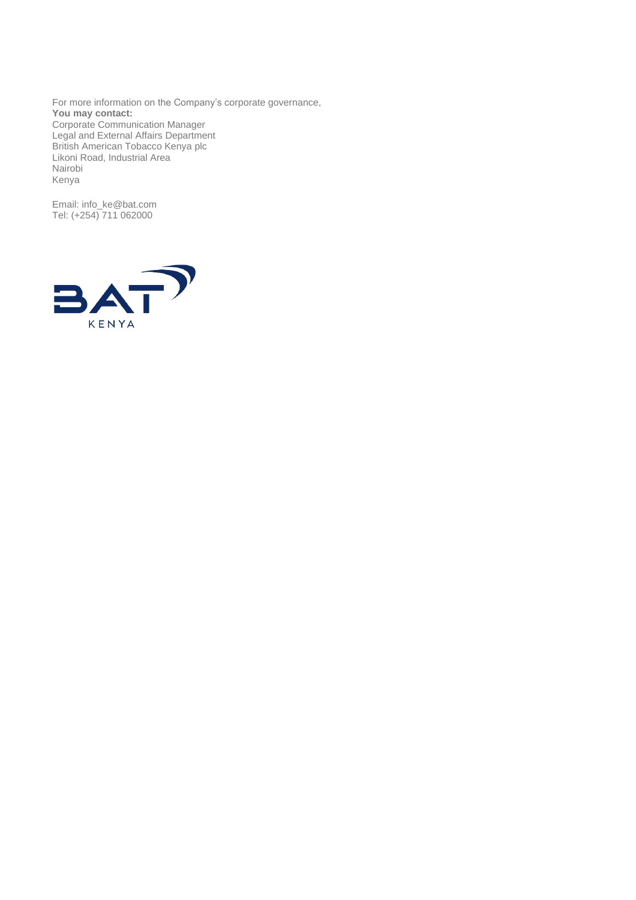For more information on the Company's corporate governance,
**You may contact:**
Corporate Communication Manager
Legal and External Affairs Department
British American Tobacco Kenya plc
Likoni Road, Industrial Area
Nairobi
Kenya

Email: info_ke@bat.com
Tel: (+254) 711 062000

BAT
KENYA